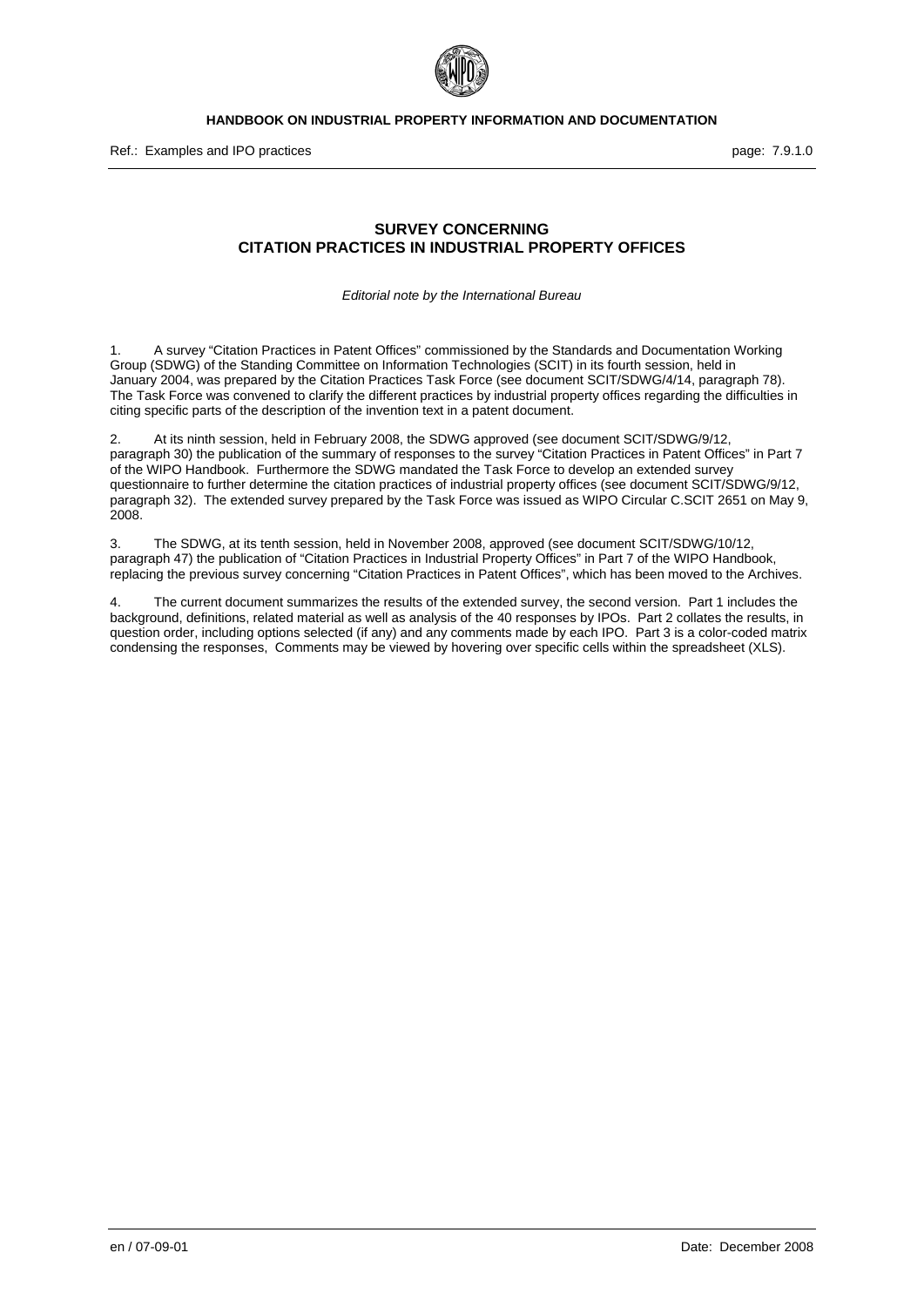# SURVEY CONCERNING CITATION PRACTICES IN INDUSTRIAL PROPERTY OFFICES

*Editorial note by the International Bureau*

1. A survey "Citation Practices in Patent Offices" commissioned by the Standards and Documentation Working Group (SDWG) of the Standing Committee on Information Technologies (SCIT) in its fourth session, held in January 2004, was prepared by the Citation Practices Task Force (see document SCIT/SDWG/4/14, paragraph 78). The Task Force was convened to clarify the different practices by industrial property offices regarding the difficulties in citing specific parts of the description of the invention text in a patent document.

2. At its ninth session, held in February 2008, the SDWG approved (see document SCIT/SDWG/9/12, paragraph 30) the publication of the summary of responses to the survey "Citation Practices in Patent Offices" in Part 7 of the WIPO Handbook. Furthermore the SDWG mandated the Task Force to develop an extended survey questionnaire to further determine the citation practices of industrial property offices (see document SCIT/SDWG/9/12, paragraph 32). The extended survey prepared by the Task Force was issued as WIPO Circular C.SCIT 2651 on May 9, 2008.

3. The SDWG, at its tenth session, held in November 2008, approved (see document SCIT/SDWG/10/12, paragraph 47) the publication of "Citation Practices in Industrial Property Offices" in Part 7 of the WIPO Handbook, replacing the previous survey concerning "Citation Practices in Patent Offices", which has been moved to the Archives.

4. The current document summarizes the results of the extended survey, the second version. Part 1 includes the background, definitions, related material as well as analysis of the 40 responses by IPOs. Part 2 collates the results, in question order, including options selected (if any) and any comments made by each IPO. Part 3 is a color-coded matrix condensing the responses, Comments may be viewed by hovering over specific cells within the spreadsheet (XLS).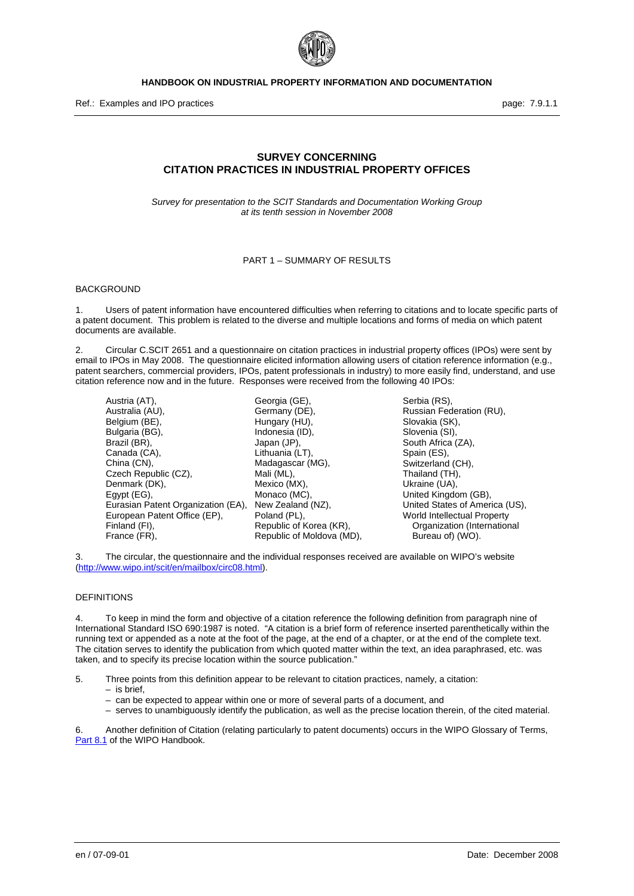# SURVEY CONCERNING CITATION PRACTICES IN INDUSTRIAL PROPERTY OFFICES

*Survey for presentation to the SCIT Standards and Documentation Working Group at its tenth session in November 2008*

## PART 1 – SUMMARY OF RESULTS

### BACKGROUND

1. Users of patent information have encountered difficulties when referring to citations and to locate specific parts of a patent document. This problem is related to the diverse and multiple locations and forms of media on which patent documents are available.

2. Circular C.SCIT 2651 and a questionnaire on citation practices in industrial property offices (IPOs) were sent by email to IPOs in May 2008. The questionnaire elicited information allowing users of citation reference information (e.g., patent searchers, commercial providers, IPOs, patent professionals in industry) to more easily find, understand, and use citation reference now and in the future. Responses were received from the following 40 IPOs:

- Austria (AT),
- Australia (AU),
- Belgium (BE),
- Bulgaria (BG),
- Brazil (BR),
- Canada (CA),
- China (CN),
- Czech Republic (CZ),
- Denmark (DK),
- Egypt (EG),
- Eurasian Patent Organization (EA),
- European Patent Office (EP),
- Finland (FI),
- France (FR),
- Georgia (GE),
- Germany (DE),
- Hungary (HU),
- Indonesia (ID),
- Japan (JP),
- Lithuania (LT),
- Madagascar (MG),
- Mali (ML),
- Mexico (MX),
- Monaco (MC),
- New Zealand (NZ),
- Poland (PL),
- Republic of Korea (KR),
- Republic of Moldova (MD),
- Serbia (RS),
- Russian Federation (RU),
- Slovakia (SK),
- Slovenia (SI),
- South Africa (ZA),
- Spain (ES),
- Switzerland (CH),
- Thailand (TH),
- Ukraine (UA),
- United Kingdom (GB),
- United States of America (US),
- World Intellectual Property Organization (International Bureau of) (WO).

3. The circular, the questionnaire and the individual responses received are available on WIPO's website (http://www.wipo.int/scit/en/mailbox/circ08.html).

### DEFINITIONS

4. To keep in mind the form and objective of a citation reference the following definition from paragraph nine of International Standard ISO 690:1987 is noted. "A citation is a brief form of reference inserted parenthetically within the running text or appended as a note at the foot of the page, at the end of a chapter, or at the end of the complete text. The citation serves to identify the publication from which quoted matter within the text, an idea paraphrased, etc. was taken, and to specify its precise location within the source publication."

5. Three points from this definition appear to be relevant to citation practices, namely, a citation:
   - is brief,
   - can be expected to appear within one or more of several parts of a document, and
   - serves to unambiguously identify the publication, as well as the precise location therein, of the cited material.

6. Another definition of Citation (relating particularly to patent documents) occurs in the WIPO Glossary of Terms, Part 8.1 of the WIPO Handbook.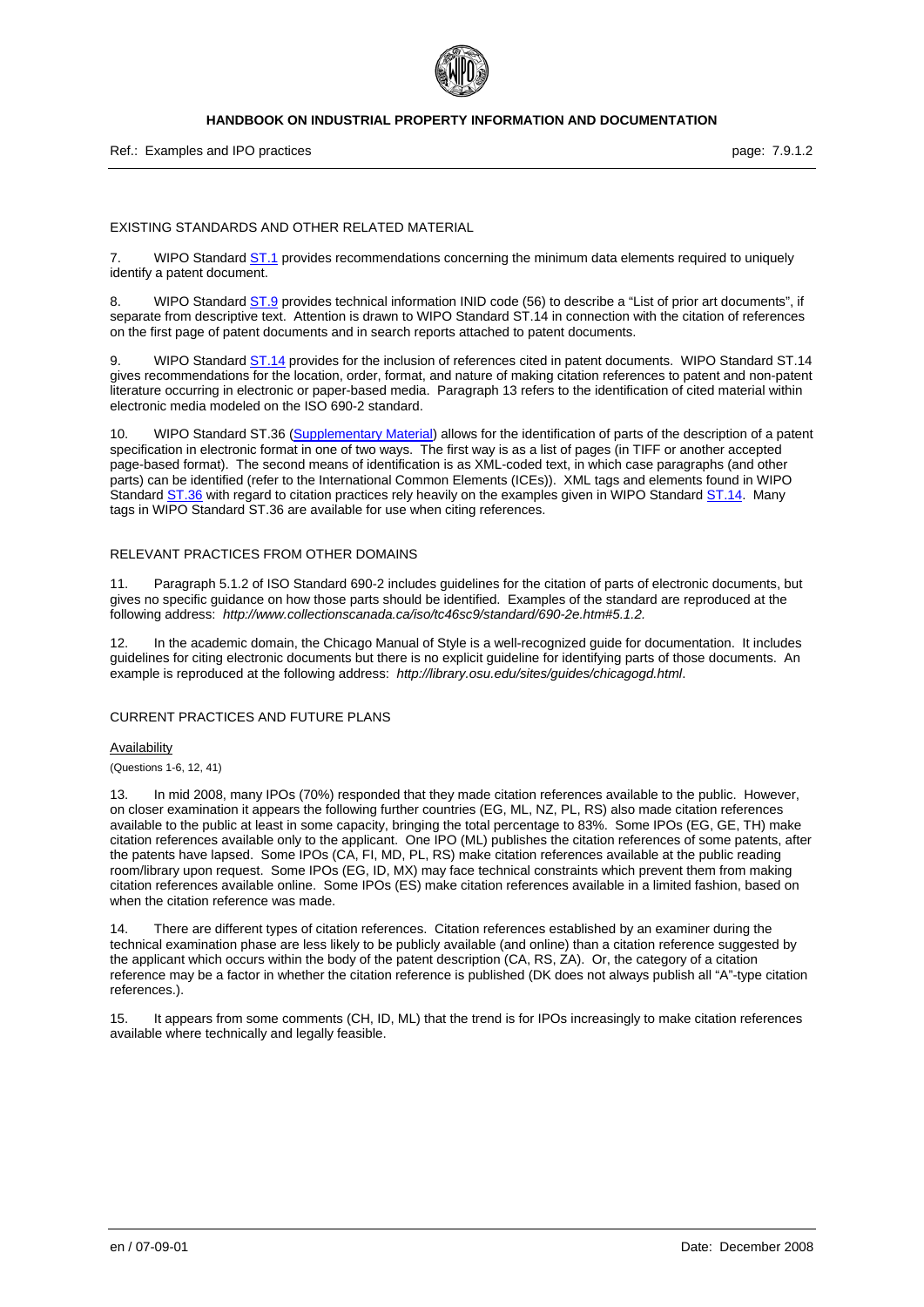EXISTING STANDARDS AND OTHER RELATED MATERIAL

7. WIPO Standard ST.1 provides recommendations concerning the minimum data elements required to uniquely identify a patent document.

8. WIPO Standard ST.9 provides technical information INID code (56) to describe a "List of prior art documents", if separate from descriptive text. Attention is drawn to WIPO Standard ST.14 in connection with the citation of references on the first page of patent documents and in search reports attached to patent documents.

9. WIPO Standard ST.14 provides for the inclusion of references cited in patent documents. WIPO Standard ST.14 gives recommendations for the location, order, format, and nature of making citation references to patent and non-patent literature occurring in electronic or paper-based media. Paragraph 13 refers to the identification of cited material within electronic media modeled on the ISO 690-2 standard.

10. WIPO Standard ST.36 (Supplementary Material) allows for the identification of parts of the description of a patent specification in electronic format in one of two ways. The first way is as a list of pages (in TIFF or another accepted page-based format). The second means of identification is as XML-coded text, in which case paragraphs (and other parts) can be identified (refer to the International Common Elements (ICEs)). XML tags and elements found in WIPO Standard ST.36 with regard to citation practices rely heavily on the examples given in WIPO Standard ST.14. Many tags in WIPO Standard ST.36 are available for use when citing references.

RELEVANT PRACTICES FROM OTHER DOMAINS

11. Paragraph 5.1.2 of ISO Standard 690-2 includes guidelines for the citation of parts of electronic documents, but gives no specific guidance on how those parts should be identified. Examples of the standard are reproduced at the following address: *http://www.collectionscanada.ca/iso/tc46sc9/standard/690-2e.htm#5.1.2.*

12. In the academic domain, the Chicago Manual of Style is a well-recognized guide for documentation. It includes guidelines for citing electronic documents but there is no explicit guideline for identifying parts of those documents. An example is reproduced at the following address: *http://library.osu.edu/sites/guides/chicagogd.html*.

CURRENT PRACTICES AND FUTURE PLANS

Availability

(Questions 1-6, 12, 41)

13. In mid 2008, many IPOs (70%) responded that they made citation references available to the public. However, on closer examination it appears the following further countries (EG, ML, NZ, PL, RS) also made citation references available to the public at least in some capacity, bringing the total percentage to 83%. Some IPOs (EG, GE, TH) make citation references available only to the applicant. One IPO (ML) publishes the citation references of some patents, after the patents have lapsed. Some IPOs (CA, FI, MD, PL, RS) make citation references available at the public reading room/library upon request. Some IPOs (EG, ID, MX) may face technical constraints which prevent them from making citation references available online. Some IPOs (ES) make citation references available in a limited fashion, based on when the citation reference was made.

14. There are different types of citation references. Citation references established by an examiner during the technical examination phase are less likely to be publicly available (and online) than a citation reference suggested by the applicant which occurs within the body of the patent description (CA, RS, ZA). Or, the category of a citation reference may be a factor in whether the citation reference is published (DK does not always publish all "A"-type citation references.).

15. It appears from some comments (CH, ID, ML) that the trend is for IPOs increasingly to make citation references available where technically and legally feasible.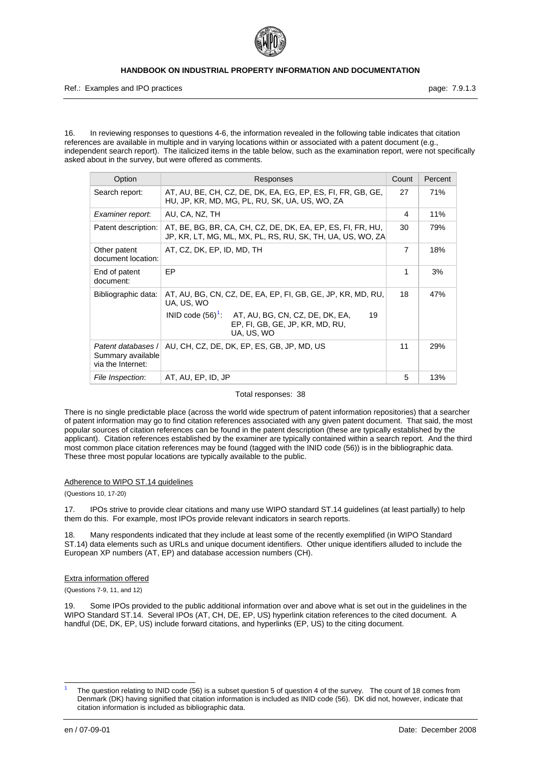16. In reviewing responses to questions 4-6, the information revealed in the following table indicates that citation references are available in multiple and in varying locations within or associated with a patent document (e.g., independent search report). The italicized items in the table below, such as the examination report, were not specifically asked about in the survey, but were offered as comments.

| Option | Responses | Count | Percent |
|---|---|---|---|
| Search report: | AT, AU, BE, CH, CZ, DE, DK, EA, EG, EP, ES, FI, FR, GB, GE, HU, JP, KR, MD, MG, PL, RU, SK, UA, US, WO, ZA | 27 | 71% |
| *Examiner report*: | AU, CA, NZ, TH | 4 | 11% |
| Patent description: | AT, BE, BG, BR, CA, CH, CZ, DE, DK, EA, EP, ES, FI, FR, HU, JP, KR, LT, MG, ML, MX, PL, RS, RU, SK, TH, UA, US, WO, ZA | 30 | 79% |
| Other patent document location: | AT, CZ, DK, EP, ID, MD, TH | 7 | 18% |
| End of patent document: | EP | 1 | 3% |
| Bibliographic data: | AT, AU, BG, CN, CZ, DE, EA, EP, FI, GB, GE, JP, KR, MD, RU, UA, US, WO<br>INID code (56)[1]: AT, AU, BG, CN, CZ, DE, DK, EA, EP, FI, GB, GE, JP, KR, MD, RU, UA, US, WO — 19 | 18 | 47% |
| *Patent databases / Summary available via the Internet*: | AU, CH, CZ, DE, DK, EP, ES, GB, JP, MD, US | 11 | 29% |
| *File Inspection*: | AT, AU, EP, ID, JP | 5 | 13% |

Total responses: 38

There is no single predictable place (across the world wide spectrum of patent information repositories) that a searcher of patent information may go to find citation references associated with any given patent document. That said, the most popular sources of citation references can be found in the patent description (these are typically established by the applicant). Citation references established by the examiner are typically contained within a search report. And the third most common place citation references may be found (tagged with the INID code (56)) is in the bibliographic data. These three most popular locations are typically available to the public.

## Adherence to WIPO ST.14 guidelines

(Questions 10, 17-20)

17. IPOs strive to provide clear citations and many use WIPO standard ST.14 guidelines (at least partially) to help them do this. For example, most IPOs provide relevant indicators in search reports.

18. Many respondents indicated that they include at least some of the recently exemplified (in WIPO Standard ST.14) data elements such as URLs and unique document identifiers. Other unique identifiers alluded to include the European XP numbers (AT, EP) and database accession numbers (CH).

## Extra information offered

(Questions 7-9, 11, and 12)

19. Some IPOs provided to the public additional information over and above what is set out in the guidelines in the WIPO Standard ST.14. Several IPOs (AT, CH, DE, EP, US) hyperlink citation references to the cited document. A handful (DE, DK, EP, US) include forward citations, and hyperlinks (EP, US) to the citing document.

---

[1] The question relating to INID code (56) is a subset question 5 of question 4 of the survey. The count of 18 comes from Denmark (DK) having signified that citation information is included as INID code (56). DK did not, however, indicate that citation information is included as bibliographic data.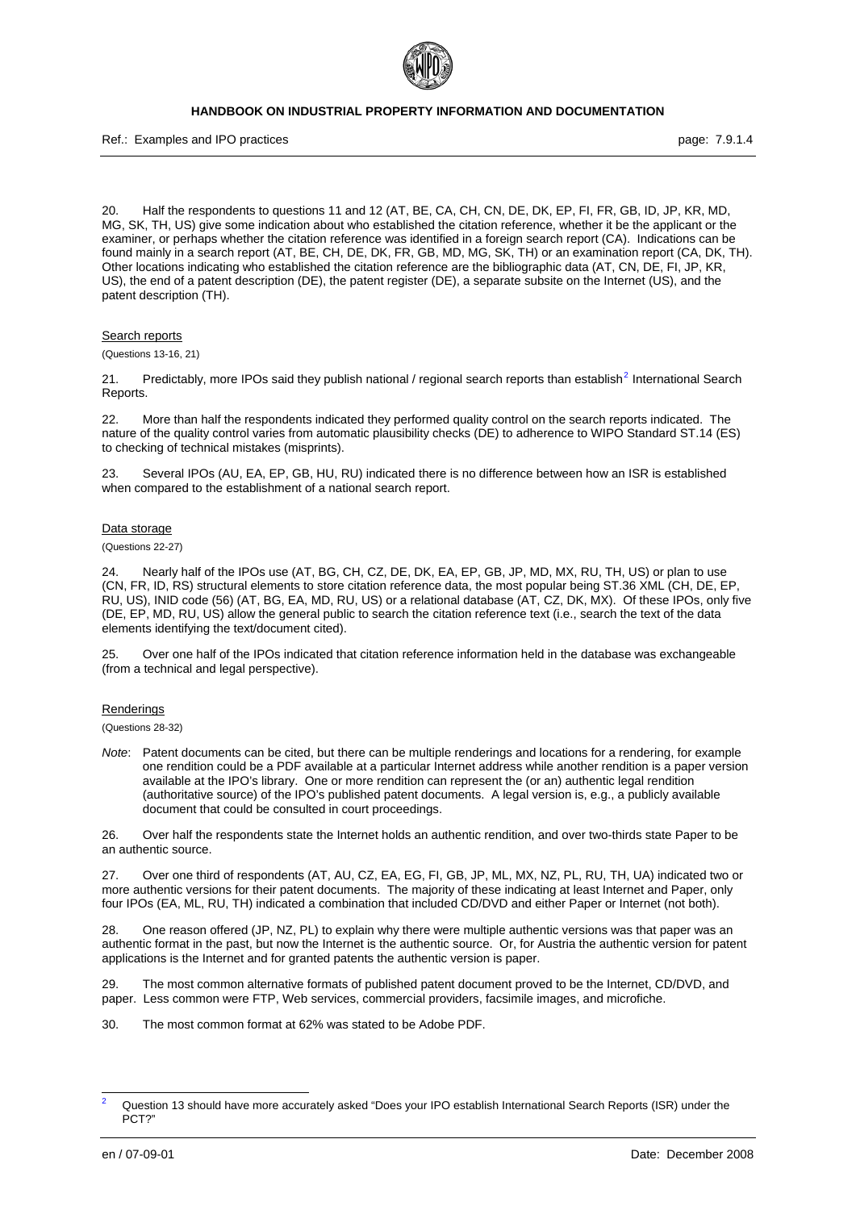20. Half the respondents to questions 11 and 12 (AT, BE, CA, CH, CN, DE, DK, EP, FI, FR, GB, ID, JP, KR, MD, MG, SK, TH, US) give some indication about who established the citation reference, whether it be the applicant or the examiner, or perhaps whether the citation reference was identified in a foreign search report (CA). Indications can be found mainly in a search report (AT, BE, CH, DE, DK, FR, GB, MD, MG, SK, TH) or an examination report (CA, DK, TH). Other locations indicating who established the citation reference are the bibliographic data (AT, CN, DE, FI, JP, KR, US), the end of a patent description (DE), the patent register (DE), a separate subsite on the Internet (US), and the patent description (TH).

## Search reports

(Questions 13-16, 21)

21. Predictably, more IPOs said they publish national / regional search reports than establish[2] International Search Reports.

22. More than half the respondents indicated they performed quality control on the search reports indicated. The nature of the quality control varies from automatic plausibility checks (DE) to adherence to WIPO Standard ST.14 (ES) to checking of technical mistakes (misprints).

23. Several IPOs (AU, EA, EP, GB, HU, RU) indicated there is no difference between how an ISR is established when compared to the establishment of a national search report.

## Data storage

(Questions 22-27)

24. Nearly half of the IPOs use (AT, BG, CH, CZ, DE, DK, EA, EP, GB, JP, MD, MX, RU, TH, US) or plan to use (CN, FR, ID, RS) structural elements to store citation reference data, the most popular being ST.36 XML (CH, DE, EP, RU, US), INID code (56) (AT, BG, EA, MD, RU, US) or a relational database (AT, CZ, DK, MX). Of these IPOs, only five (DE, EP, MD, RU, US) allow the general public to search the citation reference text (i.e., search the text of the data elements identifying the text/document cited).

25. Over one half of the IPOs indicated that citation reference information held in the database was exchangeable (from a technical and legal perspective).

## Renderings

(Questions 28-32)

*Note*: Patent documents can be cited, but there can be multiple renderings and locations for a rendering, for example one rendition could be a PDF available at a particular Internet address while another rendition is a paper version available at the IPO's library. One or more rendition can represent the (or an) authentic legal rendition (authoritative source) of the IPO's published patent documents. A legal version is, e.g., a publicly available document that could be consulted in court proceedings.

26. Over half the respondents state the Internet holds an authentic rendition, and over two-thirds state Paper to be an authentic source.

27. Over one third of respondents (AT, AU, CZ, EA, EG, FI, GB, JP, ML, MX, NZ, PL, RU, TH, UA) indicated two or more authentic versions for their patent documents. The majority of these indicating at least Internet and Paper, only four IPOs (EA, ML, RU, TH) indicated a combination that included CD/DVD and either Paper or Internet (not both).

28. One reason offered (JP, NZ, PL) to explain why there were multiple authentic versions was that paper was an authentic format in the past, but now the Internet is the authentic source. Or, for Austria the authentic version for patent applications is the Internet and for granted patents the authentic version is paper.

29. The most common alternative formats of published patent document proved to be the Internet, CD/DVD, and paper. Less common were FTP, Web services, commercial providers, facsimile images, and microfiche.

30. The most common format at 62% was stated to be Adobe PDF.

---

[2] Question 13 should have more accurately asked "Does your IPO establish International Search Reports (ISR) under the PCT?"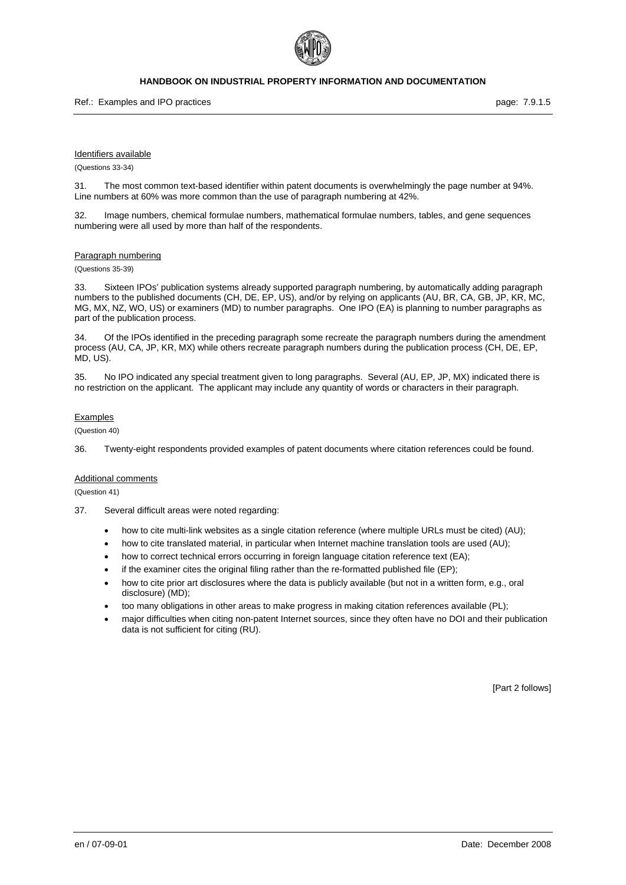<u>Identifiers available</u>

(Questions 33-34)

31. The most common text-based identifier within patent documents is overwhelmingly the page number at 94%. Line numbers at 60% was more common than the use of paragraph numbering at 42%.

32. Image numbers, chemical formulae numbers, mathematical formulae numbers, tables, and gene sequences numbering were all used by more than half of the respondents.

<u>Paragraph numbering</u>

(Questions 35-39)

33. Sixteen IPOs' publication systems already supported paragraph numbering, by automatically adding paragraph numbers to the published documents (CH, DE, EP, US), and/or by relying on applicants (AU, BR, CA, GB, JP, KR, MC, MG, MX, NZ, WO, US) or examiners (MD) to number paragraphs. One IPO (EA) is planning to number paragraphs as part of the publication process.

34. Of the IPOs identified in the preceding paragraph some recreate the paragraph numbers during the amendment process (AU, CA, JP, KR, MX) while others recreate paragraph numbers during the publication process (CH, DE, EP, MD, US).

35. No IPO indicated any special treatment given to long paragraphs. Several (AU, EP, JP, MX) indicated there is no restriction on the applicant. The applicant may include any quantity of words or characters in their paragraph.

<u>Examples</u>

(Question 40)

36. Twenty-eight respondents provided examples of patent documents where citation references could be found.

<u>Additional comments</u>

(Question 41)

37. Several difficult areas were noted regarding:

- how to cite multi-link websites as a single citation reference (where multiple URLs must be cited) (AU);
- how to cite translated material, in particular when Internet machine translation tools are used (AU);
- how to correct technical errors occurring in foreign language citation reference text (EA);
- if the examiner cites the original filing rather than the re-formatted published file (EP);
- how to cite prior art disclosures where the data is publicly available (but not in a written form, e.g., oral disclosure) (MD);
- too many obligations in other areas to make progress in making citation references available (PL);
- major difficulties when citing non-patent Internet sources, since they often have no DOI and their publication data is not sufficient for citing (RU).

[Part 2 follows]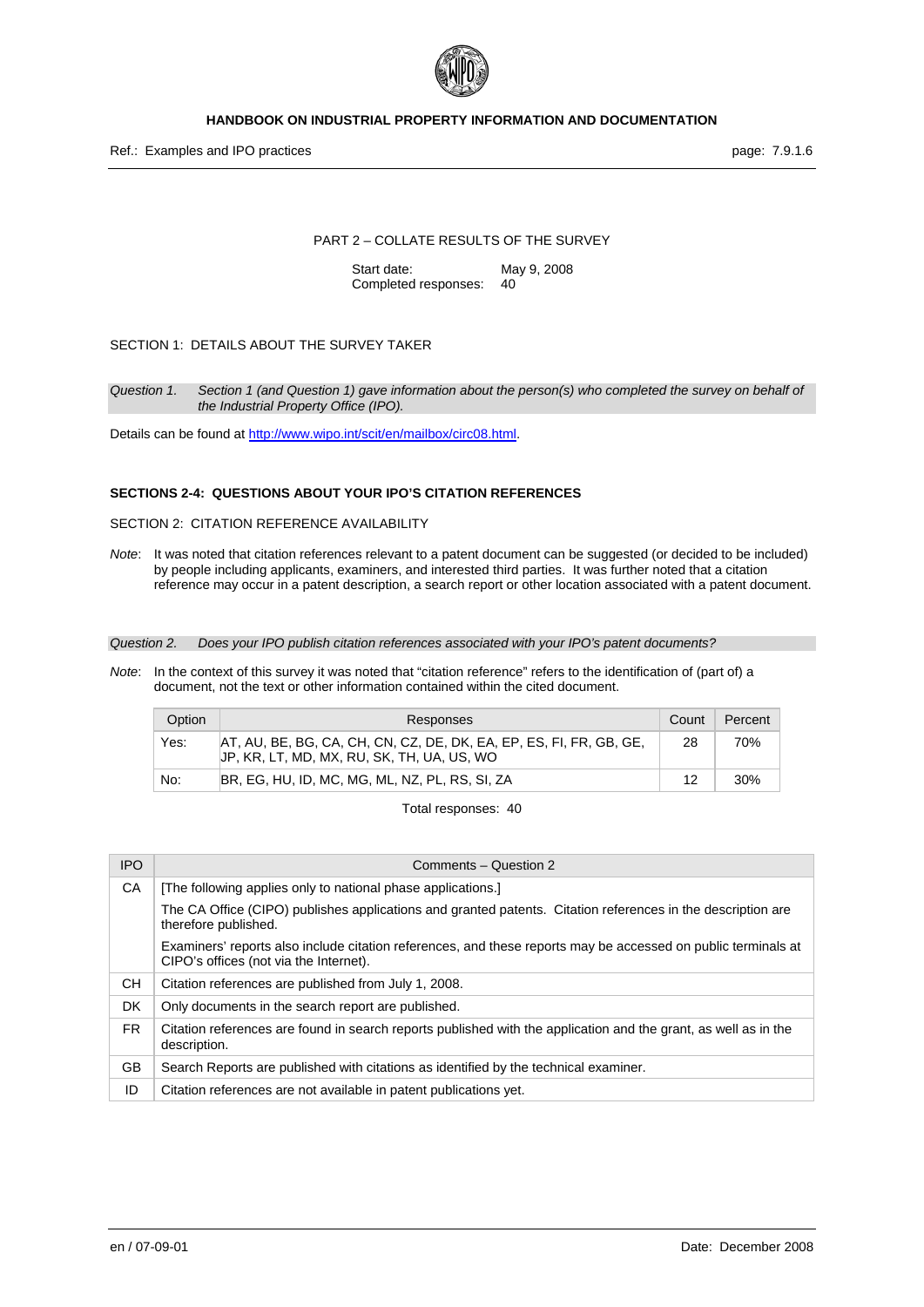PART 2 – COLLATE RESULTS OF THE SURVEY

Start date: May 9, 2008
Completed responses: 40

SECTION 1: DETAILS ABOUT THE SURVEY TAKER

*Question 1.* *Section 1 (and Question 1) gave information about the person(s) who completed the survey on behalf of the Industrial Property Office (IPO).*

Details can be found at http://www.wipo.int/scit/en/mailbox/circ08.html.

**SECTIONS 2-4: QUESTIONS ABOUT YOUR IPO'S CITATION REFERENCES**

SECTION 2: CITATION REFERENCE AVAILABILITY

*Note*: It was noted that citation references relevant to a patent document can be suggested (or decided to be included) by people including applicants, examiners, and interested third parties. It was further noted that a citation reference may occur in a patent description, a search report or other location associated with a patent document.

*Question 2.* *Does your IPO publish citation references associated with your IPO's patent documents?*

*Note*: In the context of this survey it was noted that "citation reference" refers to the identification of (part of) a document, not the text or other information contained within the cited document.

| Option | Responses | Count | Percent |
|---|---|---|---|
| Yes: | AT, AU, BE, BG, CA, CH, CN, CZ, DE, DK, EA, EP, ES, FI, FR, GB, GE, JP, KR, LT, MD, MX, RU, SK, TH, UA, US, WO | 28 | 70% |
| No: | BR, EG, HU, ID, MC, MG, ML, NZ, PL, RS, SI, ZA | 12 | 30% |

Total responses: 40

| IPO | Comments – Question 2 |
|---|---|
| CA | [The following applies only to national phase applications.]<br>The CA Office (CIPO) publishes applications and granted patents. Citation references in the description are therefore published.<br>Examiners' reports also include citation references, and these reports may be accessed on public terminals at CIPO's offices (not via the Internet). |
| CH | Citation references are published from July 1, 2008. |
| DK | Only documents in the search report are published. |
| FR | Citation references are found in search reports published with the application and the grant, as well as in the description. |
| GB | Search Reports are published with citations as identified by the technical examiner. |
| ID | Citation references are not available in patent publications yet. |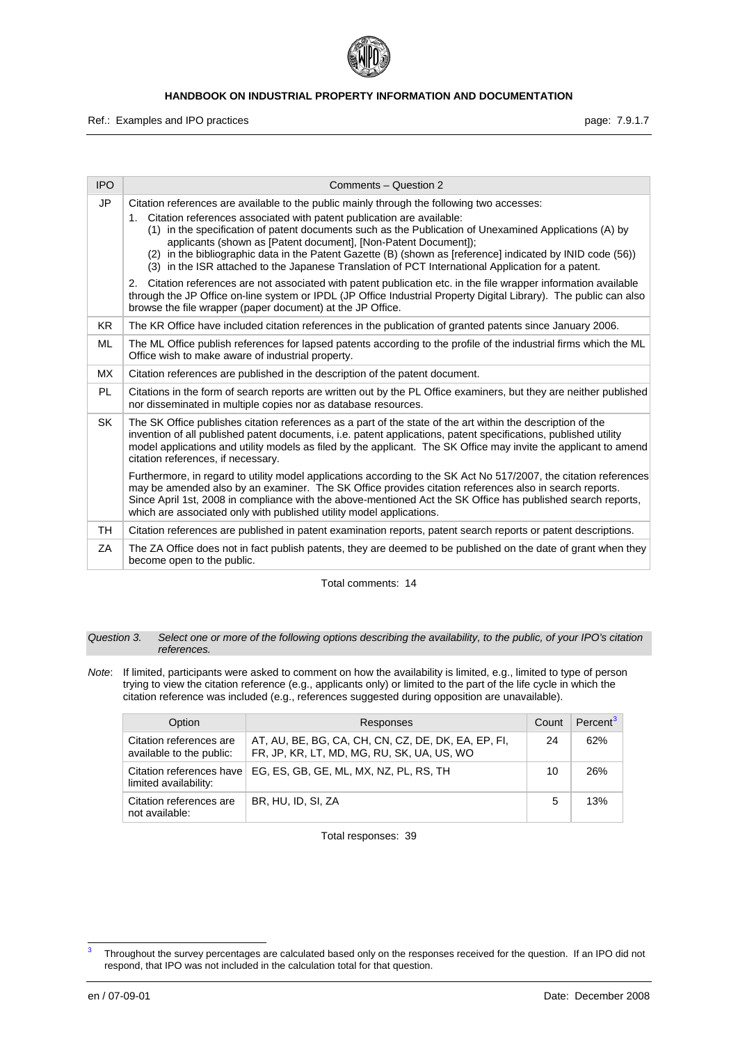| IPO | Comments – Question 2 |
| --- | --- |
| JP | Citation references are available to the public mainly through the following two accesses:<br>1. Citation references associated with patent publication are available:<br>(1) in the specification of patent documents such as the Publication of Unexamined Applications (A) by applicants (shown as [Patent document], [Non-Patent Document]);<br>(2) in the bibliographic data in the Patent Gazette (B) (shown as [reference] indicated by INID code (56))<br>(3) in the ISR attached to the Japanese Translation of PCT International Application for a patent.<br>2. Citation references are not associated with patent publication etc. in the file wrapper information available through the JP Office on-line system or IPDL (JP Office Industrial Property Digital Library). The public can also browse the file wrapper (paper document) at the JP Office. |
| KR | The KR Office have included citation references in the publication of granted patents since January 2006. |
| ML | The ML Office publish references for lapsed patents according to the profile of the industrial firms which the ML Office wish to make aware of industrial property. |
| MX | Citation references are published in the description of the patent document. |
| PL | Citations in the form of search reports are written out by the PL Office examiners, but they are neither published nor disseminated in multiple copies nor as database resources. |
| SK | The SK Office publishes citation references as a part of the state of the art within the description of the invention of all published patent documents, i.e. patent applications, patent specifications, published utility model applications and utility models as filed by the applicant. The SK Office may invite the applicant to amend citation references, if necessary.<br>Furthermore, in regard to utility model applications according to the SK Act No 517/2007, the citation references may be amended also by an examiner. The SK Office provides citation references also in search reports. Since April 1st, 2008 in compliance with the above-mentioned Act the SK Office has published search reports, which are associated only with published utility model applications. |
| TH | Citation references are published in patent examination reports, patent search reports or patent descriptions. |
| ZA | The ZA Office does not in fact publish patents, they are deemed to be published on the date of grant when they become open to the public. |

Total comments: 14

*Question 3. Select one or more of the following options describing the availability, to the public, of your IPO's citation references.*

*Note*: If limited, participants were asked to comment on how the availability is limited, e.g., limited to type of person trying to view the citation reference (e.g., applicants only) or limited to the part of the life cycle in which the citation reference was included (e.g., references suggested during opposition are unavailable).

| Option | Responses | Count | Percent[3] |
| --- | --- | --- | --- |
| Citation references are available to the public: | AT, AU, BE, BG, CA, CH, CN, CZ, DE, DK, EA, EP, FI, FR, JP, KR, LT, MD, MG, RU, SK, UA, US, WO | 24 | 62% |
| Citation references have limited availability: | EG, ES, GB, GE, ML, MX, NZ, PL, RS, TH | 10 | 26% |
| Citation references are not available: | BR, HU, ID, SI, ZA | 5 | 13% |

Total responses: 39

[3] Throughout the survey percentages are calculated based only on the responses received for the question. If an IPO did not respond, that IPO was not included in the calculation total for that question.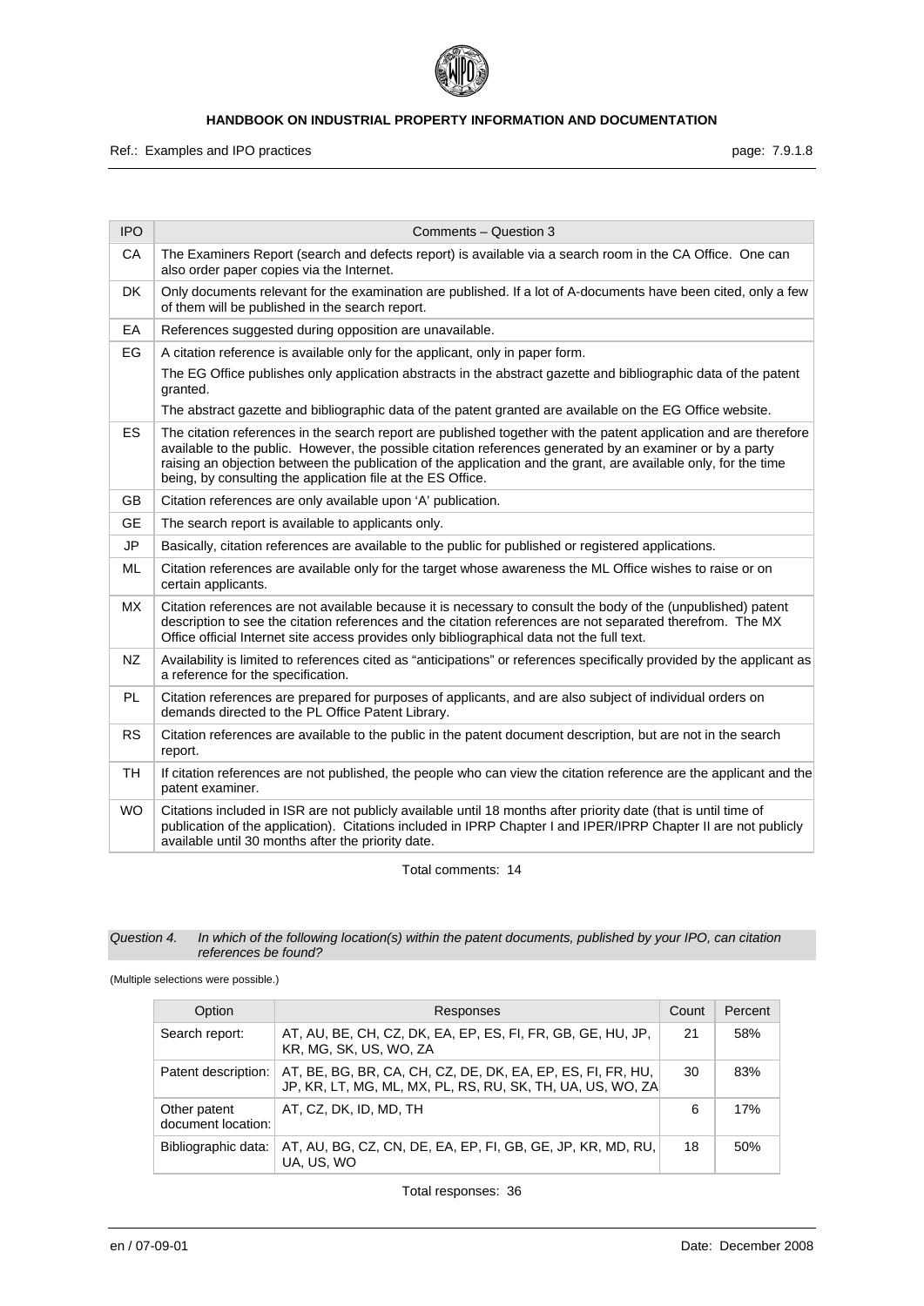| IPO | Comments – Question 3 |
|---|---|
| CA | The Examiners Report (search and defects report) is available via a search room in the CA Office. One can also order paper copies via the Internet. |
| DK | Only documents relevant for the examination are published. If a lot of A-documents have been cited, only a few of them will be published in the search report. |
| EA | References suggested during opposition are unavailable. |
| EG | A citation reference is available only for the applicant, only in paper form.<br>The EG Office publishes only application abstracts in the abstract gazette and bibliographic data of the patent granted.<br>The abstract gazette and bibliographic data of the patent granted are available on the EG Office website. |
| ES | The citation references in the search report are published together with the patent application and are therefore available to the public. However, the possible citation references generated by an examiner or by a party raising an objection between the publication of the application and the grant, are available only, for the time being, by consulting the application file at the ES Office. |
| GB | Citation references are only available upon 'A' publication. |
| GE | The search report is available to applicants only. |
| JP | Basically, citation references are available to the public for published or registered applications. |
| ML | Citation references are available only for the target whose awareness the ML Office wishes to raise or on certain applicants. |
| MX | Citation references are not available because it is necessary to consult the body of the (unpublished) patent description to see the citation references and the citation references are not separated therefrom. The MX Office official Internet site access provides only bibliographical data not the full text. |
| NZ | Availability is limited to references cited as "anticipations" or references specifically provided by the applicant as a reference for the specification. |
| PL | Citation references are prepared for purposes of applicants, and are also subject of individual orders on demands directed to the PL Office Patent Library. |
| RS | Citation references are available to the public in the patent document description, but are not in the search report. |
| TH | If citation references are not published, the people who can view the citation reference are the applicant and the patent examiner. |
| WO | Citations included in ISR are not publicly available until 18 months after priority date (that is until time of publication of the application). Citations included in IPRP Chapter I and IPER/IPRP Chapter II are not publicly available until 30 months after the priority date. |

Total comments: 14

*Question 4. In which of the following location(s) within the patent documents, published by your IPO, can citation references be found?*

(Multiple selections were possible.)

| Option | Responses | Count | Percent |
|---|---|---|---|
| Search report: | AT, AU, BE, CH, CZ, DK, EA, EP, ES, FI, FR, GB, GE, HU, JP, KR, MG, SK, US, WO, ZA | 21 | 58% |
| Patent description: | AT, BE, BG, BR, CA, CH, CZ, DE, DK, EA, EP, ES, FI, FR, HU, JP, KR, LT, MG, ML, MX, PL, RS, RU, SK, TH, UA, US, WO, ZA | 30 | 83% |
| Other patent document location: | AT, CZ, DK, ID, MD, TH | 6 | 17% |
| Bibliographic data: | AT, AU, BG, CZ, CN, DE, EA, EP, FI, GB, GE, JP, KR, MD, RU, UA, US, WO | 18 | 50% |

Total responses: 36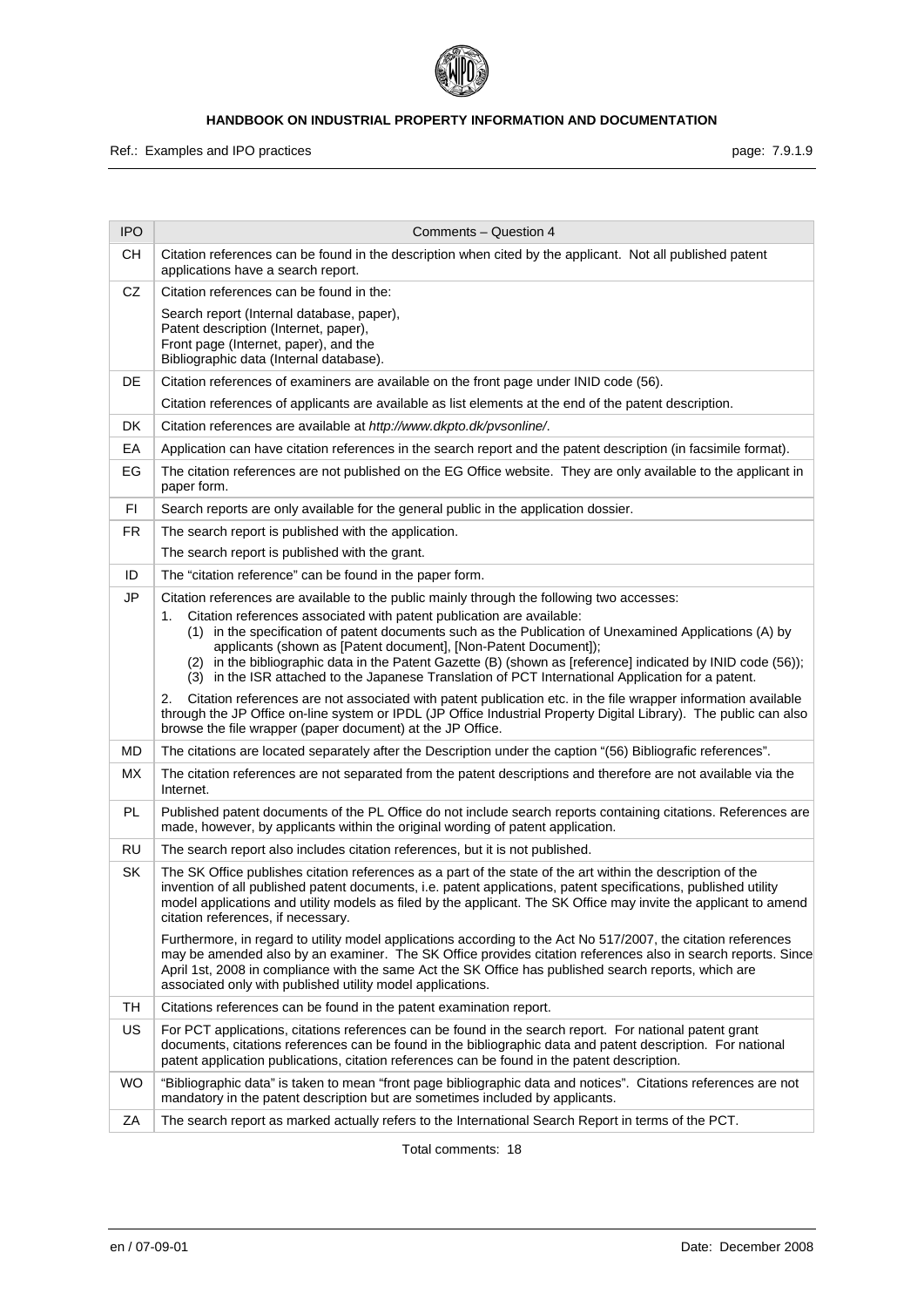| IPO | Comments – Question 4 |
| --- | --- |
| CH | Citation references can be found in the description when cited by the applicant. Not all published patent applications have a search report. |
| CZ | Citation references can be found in the:<br><br>Search report (Internal database, paper),<br>Patent description (Internet, paper),<br>Front page (Internet, paper), and the<br>Bibliographic data (Internal database). |
| DE | Citation references of examiners are available on the front page under INID code (56).<br><br>Citation references of applicants are available as list elements at the end of the patent description. |
| DK | Citation references are available at *http://www.dkpto.dk/pvsonline/*. |
| EA | Application can have citation references in the search report and the patent description (in facsimile format). |
| EG | The citation references are not published on the EG Office website. They are only available to the applicant in paper form. |
| FI | Search reports are only available for the general public in the application dossier. |
| FR | The search report is published with the application.<br><br>The search report is published with the grant. |
| ID | The "citation reference" can be found in the paper form. |
| JP | Citation references are available to the public mainly through the following two accesses:<br>1. Citation references associated with patent publication are available:<br>(1) in the specification of patent documents such as the Publication of Unexamined Applications (A) by applicants (shown as [Patent document], [Non-Patent Document]);<br>(2) in the bibliographic data in the Patent Gazette (B) (shown as [reference] indicated by INID code (56));<br>(3) in the ISR attached to the Japanese Translation of PCT International Application for a patent.<br><br>2. Citation references are not associated with patent publication etc. in the file wrapper information available through the JP Office on-line system or IPDL (JP Office Industrial Property Digital Library). The public can also browse the file wrapper (paper document) at the JP Office. |
| MD | The citations are located separately after the Description under the caption "(56) Bibliografic references". |
| MX | The citation references are not separated from the patent descriptions and therefore are not available via the Internet. |
| PL | Published patent documents of the PL Office do not include search reports containing citations. References are made, however, by applicants within the original wording of patent application. |
| RU | The search report also includes citation references, but it is not published. |
| SK | The SK Office publishes citation references as a part of the state of the art within the description of the invention of all published patent documents, i.e. patent applications, patent specifications, published utility model applications and utility models as filed by the applicant. The SK Office may invite the applicant to amend citation references, if necessary.<br><br>Furthermore, in regard to utility model applications according to the Act No 517/2007, the citation references may be amended also by an examiner. The SK Office provides citation references also in search reports. Since April 1st, 2008 in compliance with the same Act the SK Office has published search reports, which are associated only with published utility model applications. |
| TH | Citations references can be found in the patent examination report. |
| US | For PCT applications, citations references can be found in the search report. For national patent grant documents, citations references can be found in the bibliographic data and patent description. For national patent application publications, citation references can be found in the patent description. |
| WO | "Bibliographic data" is taken to mean "front page bibliographic data and notices". Citations references are not mandatory in the patent description but are sometimes included by applicants. |
| ZA | The search report as marked actually refers to the International Search Report in terms of the PCT. |

Total comments: 18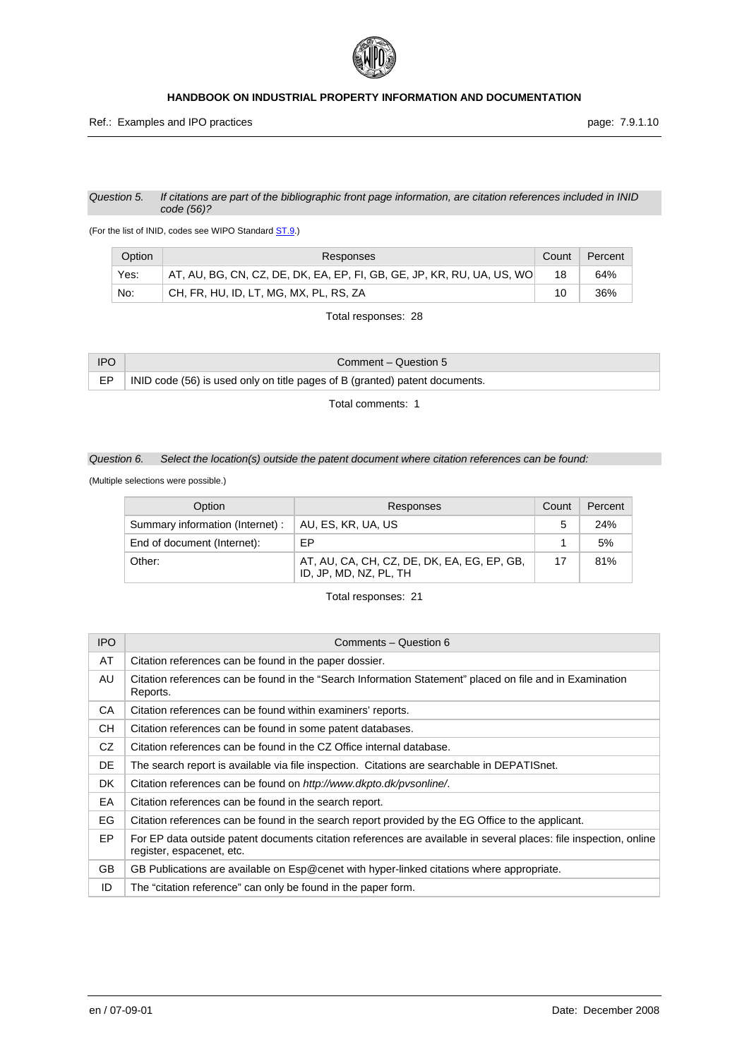*Question 5. If citations are part of the bibliographic front page information, are citation references included in INID code (56)?*

(For the list of INID, codes see WIPO Standard ST.9.)

| Option | Responses | Count | Percent |
|---|---|---|---|
| Yes: | AT, AU, BG, CN, CZ, DE, DK, EA, EP, FI, GB, GE, JP, KR, RU, UA, US, WO | 18 | 64% |
| No: | CH, FR, HU, ID, LT, MG, MX, PL, RS, ZA | 10 | 36% |

Total responses: 28

| IPO | Comment – Question 5 |
|---|---|
| EP | INID code (56) is used only on title pages of B (granted) patent documents. |

Total comments: 1

*Question 6. Select the location(s) outside the patent document where citation references can be found:*

(Multiple selections were possible.)

| Option | Responses | Count | Percent |
|---|---|---|---|
| Summary information (Internet) : | AU, ES, KR, UA, US | 5 | 24% |
| End of document (Internet): | EP | 1 | 5% |
| Other: | AT, AU, CA, CH, CZ, DE, DK, EA, EG, EP, GB, ID, JP, MD, NZ, PL, TH | 17 | 81% |

Total responses: 21

| IPO | Comments – Question 6 |
|---|---|
| AT | Citation references can be found in the paper dossier. |
| AU | Citation references can be found in the "Search Information Statement" placed on file and in Examination Reports. |
| CA | Citation references can be found within examiners' reports. |
| CH | Citation references can be found in some patent databases. |
| CZ | Citation references can be found in the CZ Office internal database. |
| DE | The search report is available via file inspection. Citations are searchable in DEPATISnet. |
| DK | Citation references can be found on *http://www.dkpto.dk/pvsonline/*. |
| EA | Citation references can be found in the search report. |
| EG | Citation references can be found in the search report provided by the EG Office to the applicant. |
| EP | For EP data outside patent documents citation references are available in several places: file inspection, online register, espacenet, etc. |
| GB | GB Publications are available on Esp@cenet with hyper-linked citations where appropriate. |
| ID | The "citation reference" can only be found in the paper form. |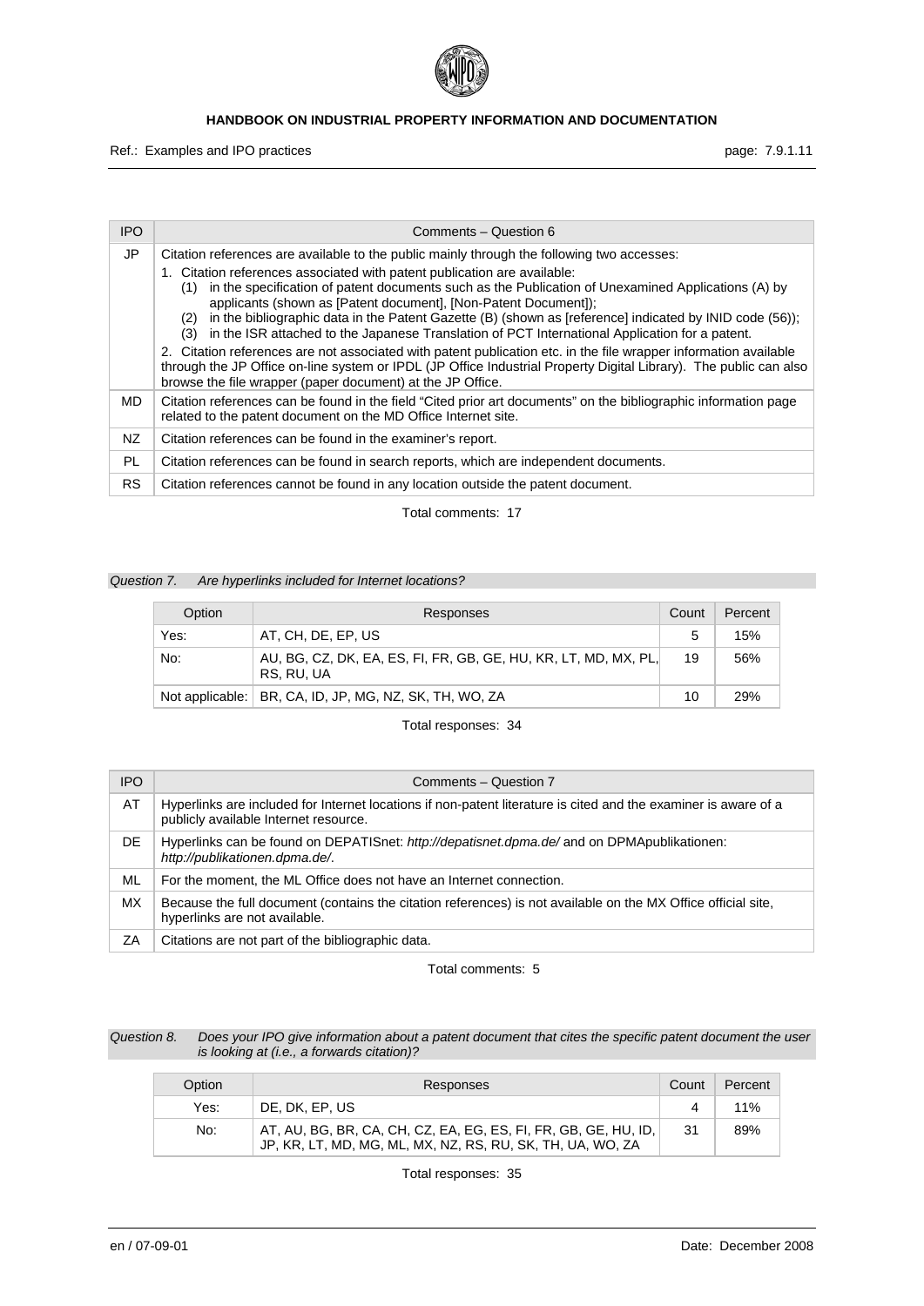| IPO | Comments – Question 6 |
|---|---|
| JP | Citation references are available to the public mainly through the following two accesses:<br>1. Citation references associated with patent publication are available:<br>(1) in the specification of patent documents such as the Publication of Unexamined Applications (A) by applicants (shown as [Patent document], [Non-Patent Document]);<br>(2) in the bibliographic data in the Patent Gazette (B) (shown as [reference] indicated by INID code (56));<br>(3) in the ISR attached to the Japanese Translation of PCT International Application for a patent.<br>2. Citation references are not associated with patent publication etc. in the file wrapper information available through the JP Office on-line system or IPDL (JP Office Industrial Property Digital Library). The public can also browse the file wrapper (paper document) at the JP Office. |
| MD | Citation references can be found in the field “Cited prior art documents” on the bibliographic information page related to the patent document on the MD Office Internet site. |
| NZ | Citation references can be found in the examiner’s report. |
| PL | Citation references can be found in search reports, which are independent documents. |
| RS | Citation references cannot be found in any location outside the patent document. |

Total comments: 17

*Question 7. Are hyperlinks included for Internet locations?*

| Option | Responses | Count | Percent |
|---|---|---|---|
| Yes: | AT, CH, DE, EP, US | 5 | 15% |
| No: | AU, BG, CZ, DK, EA, ES, FI, FR, GB, GE, HU, KR, LT, MD, MX, PL, RS, RU, UA | 19 | 56% |
| Not applicable: | BR, CA, ID, JP, MG, NZ, SK, TH, WO, ZA | 10 | 29% |

Total responses: 34

| IPO | Comments – Question 7 |
|---|---|
| AT | Hyperlinks are included for Internet locations if non-patent literature is cited and the examiner is aware of a publicly available Internet resource. |
| DE | Hyperlinks can be found on DEPATISnet: *http://depatisnet.dpma.de/* and on DPMApublikationen: *http://publikationen.dpma.de/*. |
| ML | For the moment, the ML Office does not have an Internet connection. |
| MX | Because the full document (contains the citation references) is not available on the MX Office official site, hyperlinks are not available. |
| ZA | Citations are not part of the bibliographic data. |

Total comments: 5

*Question 8. Does your IPO give information about a patent document that cites the specific patent document the user is looking at (i.e., a forwards citation)?*

| Option | Responses | Count | Percent |
|---|---|---|---|
| Yes: | DE, DK, EP, US | 4 | 11% |
| No: | AT, AU, BG, BR, CA, CH, CZ, EA, EG, ES, FI, FR, GB, GE, HU, ID, JP, KR, LT, MD, MG, ML, MX, NZ, RS, RU, SK, TH, UA, WO, ZA | 31 | 89% |

Total responses: 35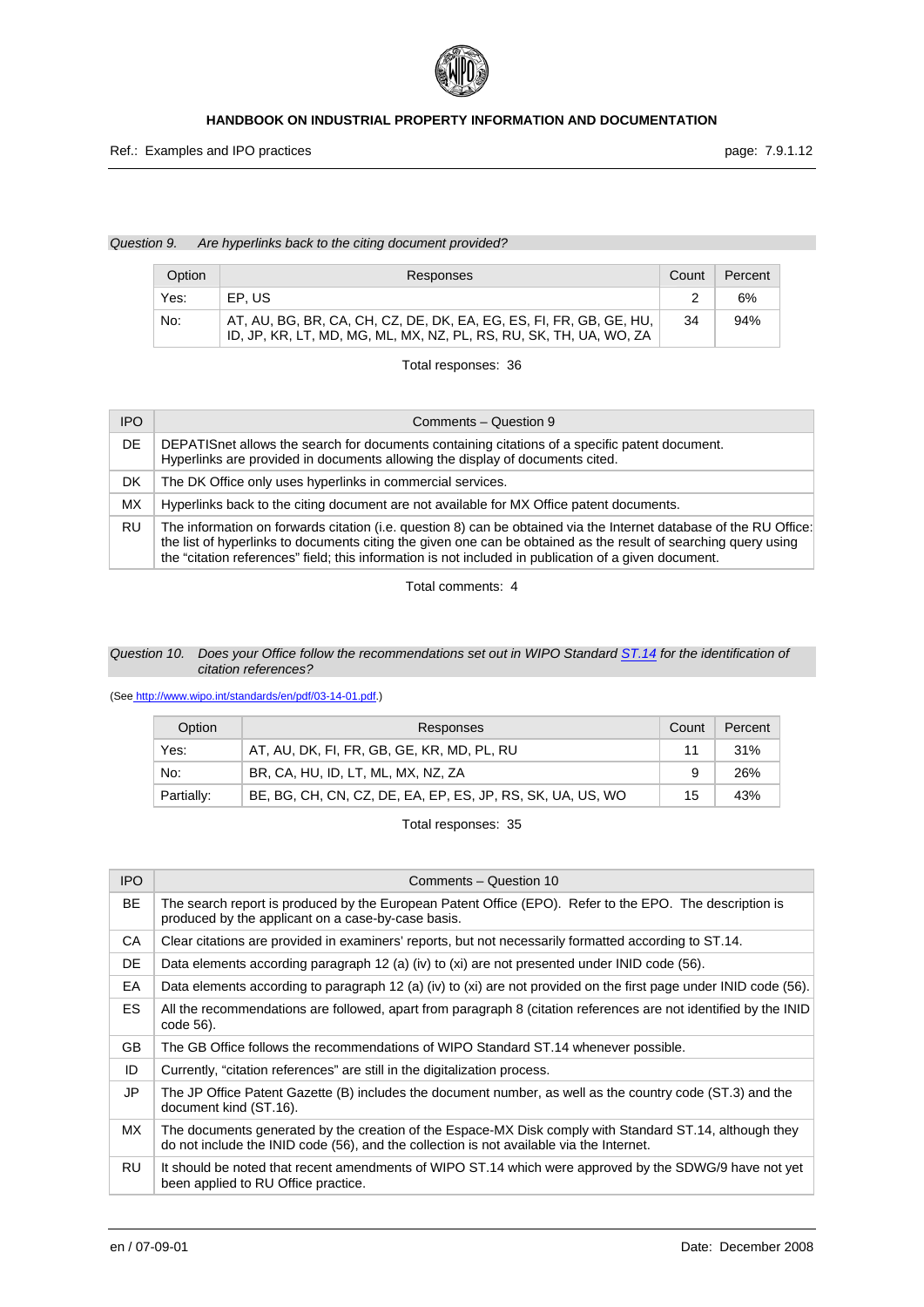*Question 9. Are hyperlinks back to the citing document provided?*

| Option | Responses | Count | Percent |
|---|---|---|---|
| Yes: | EP, US | 2 | 6% |
| No: | AT, AU, BG, BR, CA, CH, CZ, DE, DK, EA, EG, ES, FI, FR, GB, GE, HU, ID, JP, KR, LT, MD, MG, ML, MX, NZ, PL, RS, RU, SK, TH, UA, WO, ZA | 34 | 94% |

Total responses: 36

| IPO | Comments – Question 9 |
|---|---|
| DE | DEPATISnet allows the search for documents containing citations of a specific patent document. Hyperlinks are provided in documents allowing the display of documents cited. |
| DK | The DK Office only uses hyperlinks in commercial services. |
| MX | Hyperlinks back to the citing document are not available for MX Office patent documents. |
| RU | The information on forwards citation (i.e. question 8) can be obtained via the Internet database of the RU Office: the list of hyperlinks to documents citing the given one can be obtained as the result of searching query using the "citation references" field; this information is not included in publication of a given document. |

Total comments: 4

*Question 10. Does your Office follow the recommendations set out in WIPO Standard ST.14 for the identification of citation references?*

(See http://www.wipo.int/standards/en/pdf/03-14-01.pdf.)

| Option | Responses | Count | Percent |
|---|---|---|---|
| Yes: | AT, AU, DK, FI, FR, GB, GE, KR, MD, PL, RU | 11 | 31% |
| No: | BR, CA, HU, ID, LT, ML, MX, NZ, ZA | 9 | 26% |
| Partially: | BE, BG, CH, CN, CZ, DE, EA, EP, ES, JP, RS, SK, UA, US, WO | 15 | 43% |

Total responses: 35

| IPO | Comments – Question 10 |
|---|---|
| BE | The search report is produced by the European Patent Office (EPO). Refer to the EPO. The description is produced by the applicant on a case-by-case basis. |
| CA | Clear citations are provided in examiners' reports, but not necessarily formatted according to ST.14. |
| DE | Data elements according paragraph 12 (a) (iv) to (xi) are not presented under INID code (56). |
| EA | Data elements according to paragraph 12 (a) (iv) to (xi) are not provided on the first page under INID code (56). |
| ES | All the recommendations are followed, apart from paragraph 8 (citation references are not identified by the INID code 56). |
| GB | The GB Office follows the recommendations of WIPO Standard ST.14 whenever possible. |
| ID | Currently, "citation references" are still in the digitalization process. |
| JP | The JP Office Patent Gazette (B) includes the document number, as well as the country code (ST.3) and the document kind (ST.16). |
| MX | The documents generated by the creation of the Espace-MX Disk comply with Standard ST.14, although they do not include the INID code (56), and the collection is not available via the Internet. |
| RU | It should be noted that recent amendments of WIPO ST.14 which were approved by the SDWG/9 have not yet been applied to RU Office practice. |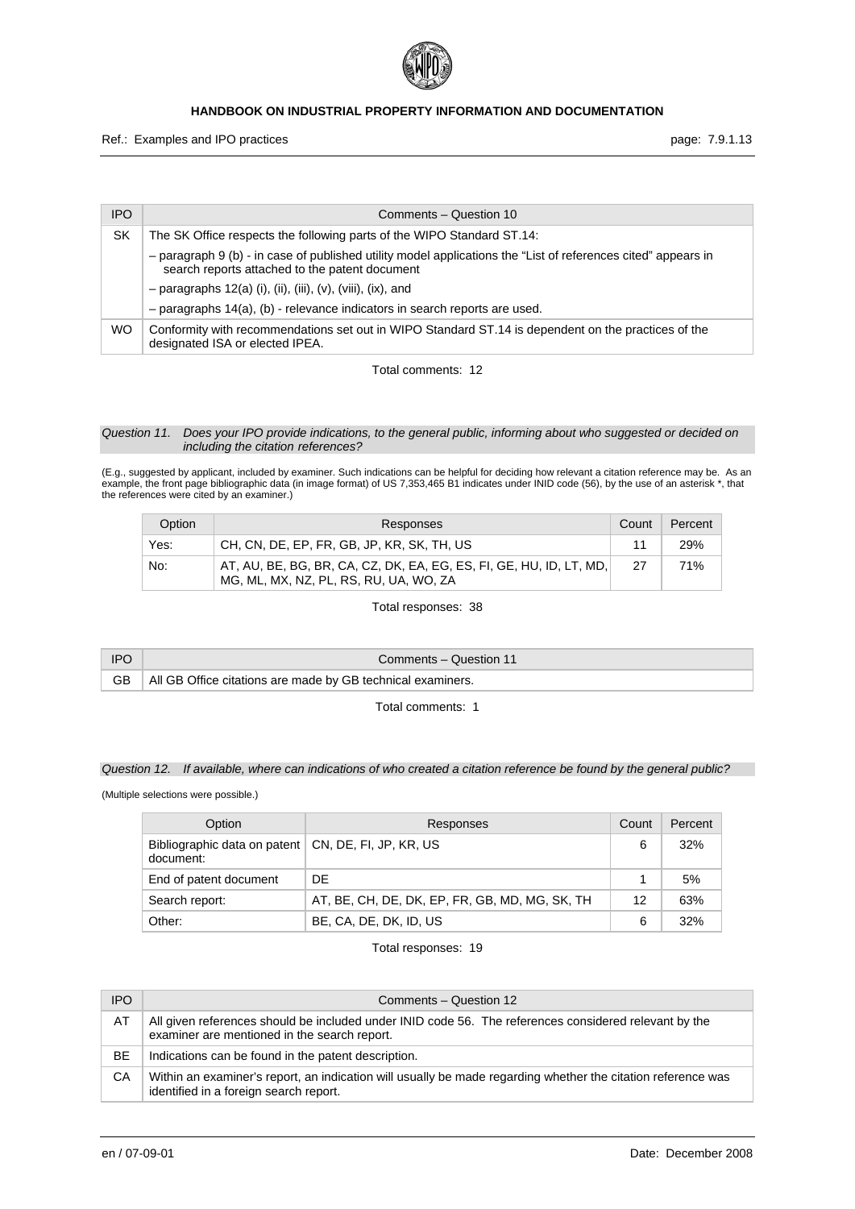| IPO | Comments – Question 10 |
|---|---|
| SK | The SK Office respects the following parts of the WIPO Standard ST.14:<br>– paragraph 9 (b) - in case of published utility model applications the “List of references cited” appears in search reports attached to the patent document<br>– paragraphs 12(a) (i), (ii), (iii), (v), (viii), (ix), and<br>– paragraphs 14(a), (b) - relevance indicators in search reports are used. |
| WO | Conformity with recommendations set out in WIPO Standard ST.14 is dependent on the practices of the designated ISA or elected IPEA. |

Total comments: 12

*Question 11. Does your IPO provide indications, to the general public, informing about who suggested or decided on including the citation references?*

(E.g., suggested by applicant, included by examiner. Such indications can be helpful for deciding how relevant a citation reference may be. As an example, the front page bibliographic data (in image format) of US 7,353,465 B1 indicates under INID code (56), by the use of an asterisk *, that the references were cited by an examiner.)

| Option | Responses | Count | Percent |
|---|---|---|---|
| Yes: | CH, CN, DE, EP, FR, GB, JP, KR, SK, TH, US | 11 | 29% |
| No: | AT, AU, BE, BG, BR, CA, CZ, DK, EA, EG, ES, FI, GE, HU, ID, LT, MD, MG, ML, MX, NZ, PL, RS, RU, UA, WO, ZA | 27 | 71% |

Total responses: 38

| IPO | Comments – Question 11 |
|---|---|
| GB | All GB Office citations are made by GB technical examiners. |

Total comments: 1

*Question 12. If available, where can indications of who created a citation reference be found by the general public?*

(Multiple selections were possible.)

| Option | Responses | Count | Percent |
|---|---|---|---|
| Bibliographic data on patent document: | CN, DE, FI, JP, KR, US | 6 | 32% |
| End of patent document | DE | 1 | 5% |
| Search report: | AT, BE, CH, DE, DK, EP, FR, GB, MD, MG, SK, TH | 12 | 63% |
| Other: | BE, CA, DE, DK, ID, US | 6 | 32% |

Total responses: 19

| IPO | Comments – Question 12 |
|---|---|
| AT | All given references should be included under INID code 56. The references considered relevant by the examiner are mentioned in the search report. |
| BE | Indications can be found in the patent description. |
| CA | Within an examiner's report, an indication will usually be made regarding whether the citation reference was identified in a foreign search report. |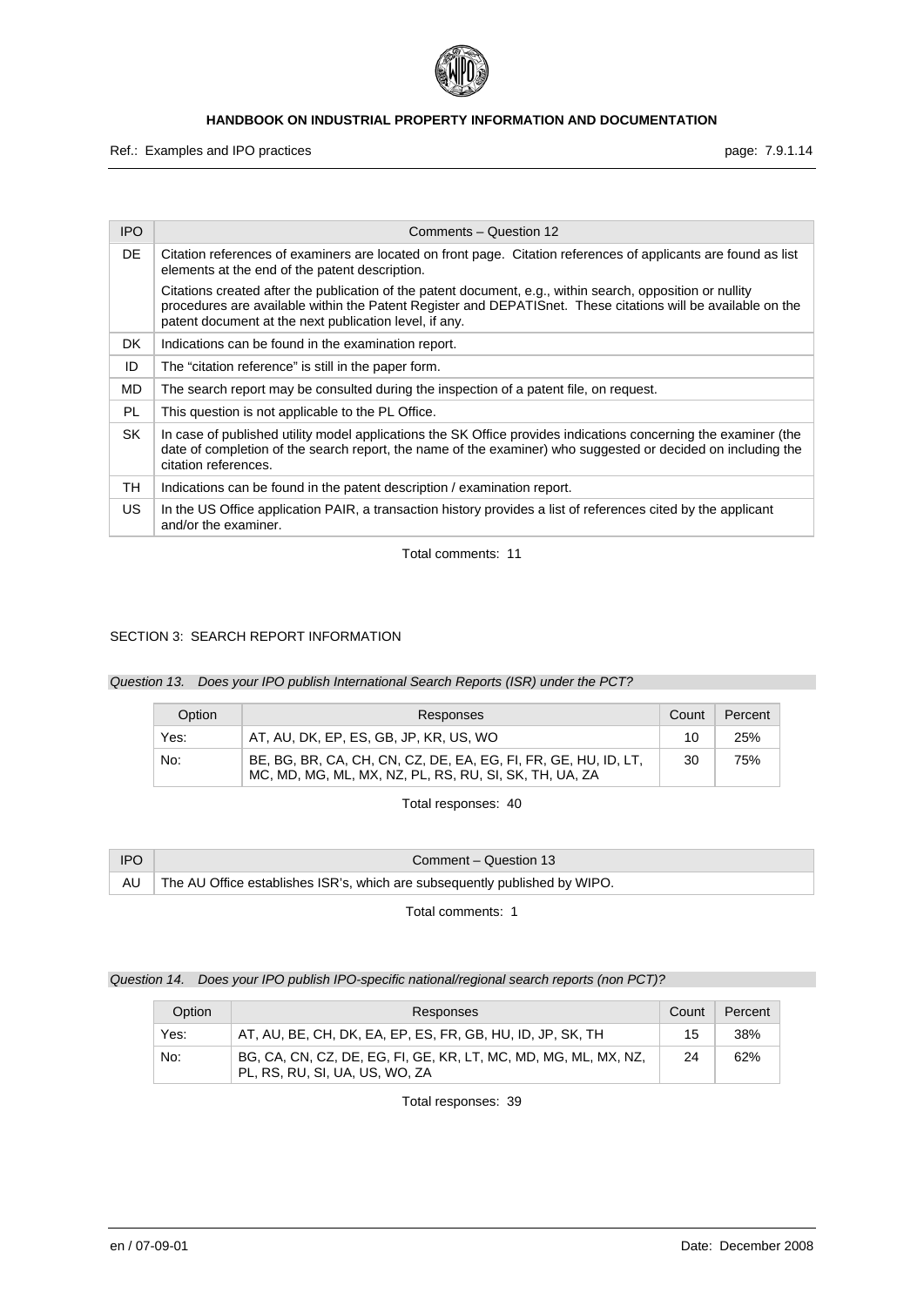| IPO | Comments – Question 12 |
| --- | --- |
| DE | Citation references of examiners are located on front page. Citation references of applicants are found as list elements at the end of the patent description.<br><br>Citations created after the publication of the patent document, e.g., within search, opposition or nullity procedures are available within the Patent Register and DEPATISnet. These citations will be available on the patent document at the next publication level, if any. |
| DK | Indications can be found in the examination report. |
| ID | The "citation reference" is still in the paper form. |
| MD | The search report may be consulted during the inspection of a patent file, on request. |
| PL | This question is not applicable to the PL Office. |
| SK | In case of published utility model applications the SK Office provides indications concerning the examiner (the date of completion of the search report, the name of the examiner) who suggested or decided on including the citation references. |
| TH | Indications can be found in the patent description / examination report. |
| US | In the US Office application PAIR, a transaction history provides a list of references cited by the applicant and/or the examiner. |

Total comments: 11

## SECTION 3: SEARCH REPORT INFORMATION

*Question 13. Does your IPO publish International Search Reports (ISR) under the PCT?*

| Option | Responses | Count | Percent |
| --- | --- | --- | --- |
| Yes: | AT, AU, DK, EP, ES, GB, JP, KR, US, WO | 10 | 25% |
| No: | BE, BG, BR, CA, CH, CN, CZ, DE, EA, EG, FI, FR, GE, HU, ID, LT, MC, MD, MG, ML, MX, NZ, PL, RS, RU, SI, SK, TH, UA, ZA | 30 | 75% |

Total responses: 40

| IPO | Comment – Question 13 |
| --- | --- |
| AU | The AU Office establishes ISR's, which are subsequently published by WIPO. |

Total comments: 1

*Question 14. Does your IPO publish IPO-specific national/regional search reports (non PCT)?*

| Option | Responses | Count | Percent |
| --- | --- | --- | --- |
| Yes: | AT, AU, BE, CH, DK, EA, EP, ES, FR, GB, HU, ID, JP, SK, TH | 15 | 38% |
| No: | BG, CA, CN, CZ, DE, EG, FI, GE, KR, LT, MC, MD, MG, ML, MX, NZ, PL, RS, RU, SI, UA, US, WO, ZA | 24 | 62% |

Total responses: 39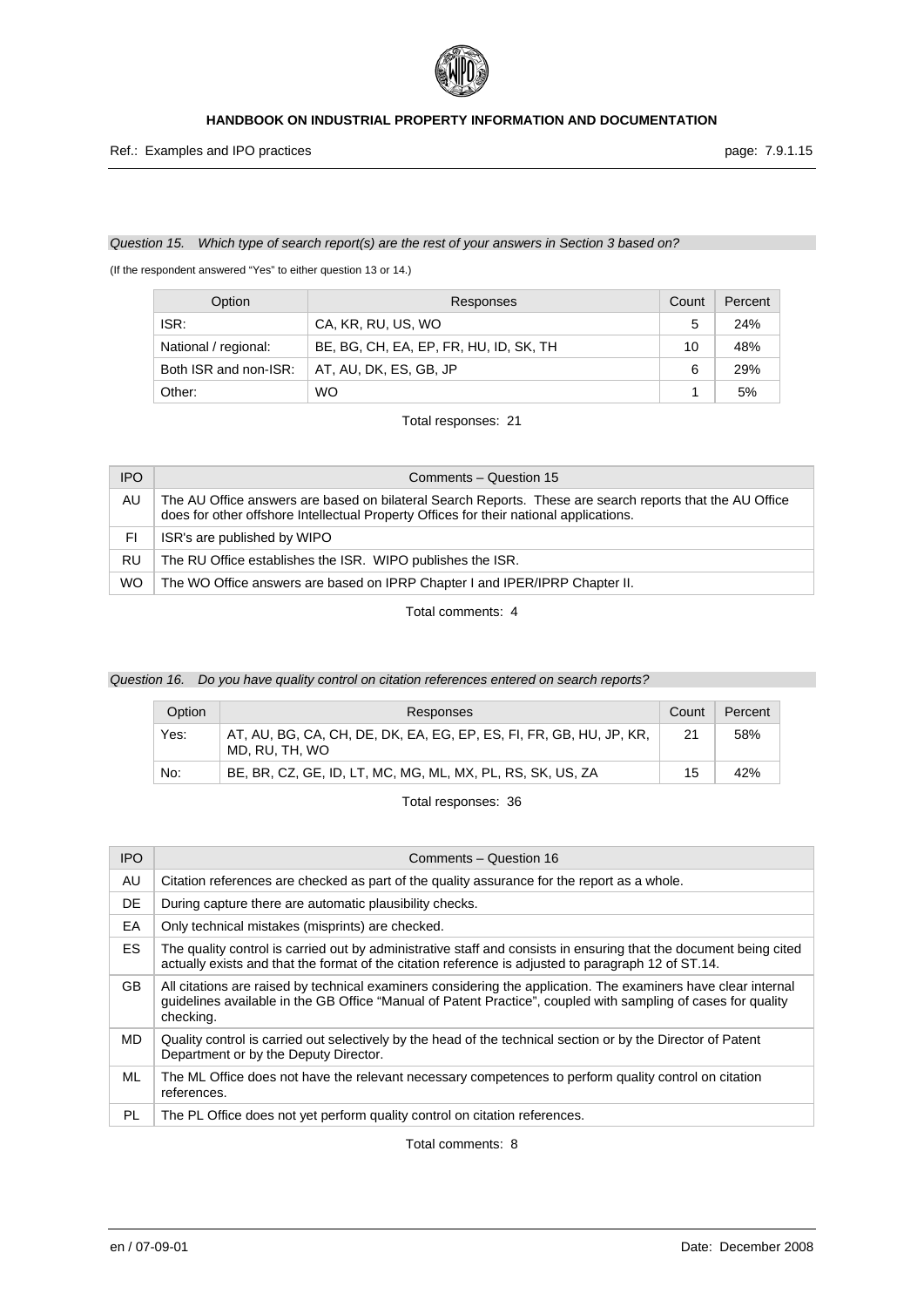*Question 15. Which type of search report(s) are the rest of your answers in Section 3 based on?*

(If the respondent answered "Yes" to either question 13 or 14.)

| Option | Responses | Count | Percent |
|---|---|---|---|
| ISR: | CA, KR, RU, US, WO | 5 | 24% |
| National / regional: | BE, BG, CH, EA, EP, FR, HU, ID, SK, TH | 10 | 48% |
| Both ISR and non-ISR: | AT, AU, DK, ES, GB, JP | 6 | 29% |
| Other: | WO | 1 | 5% |

Total responses: 21

| IPO | Comments – Question 15 |
|---|---|
| AU | The AU Office answers are based on bilateral Search Reports. These are search reports that the AU Office does for other offshore Intellectual Property Offices for their national applications. |
| FI | ISR's are published by WIPO |
| RU | The RU Office establishes the ISR. WIPO publishes the ISR. |
| WO | The WO Office answers are based on IPRP Chapter I and IPER/IPRP Chapter II. |

Total comments: 4

*Question 16. Do you have quality control on citation references entered on search reports?*

| Option | Responses | Count | Percent |
|---|---|---|---|
| Yes: | AT, AU, BG, CA, CH, DE, DK, EA, EG, EP, ES, FI, FR, GB, HU, JP, KR, MD, RU, TH, WO | 21 | 58% |
| No: | BE, BR, CZ, GE, ID, LT, MC, MG, ML, MX, PL, RS, SK, US, ZA | 15 | 42% |

Total responses: 36

| IPO | Comments – Question 16 |
|---|---|
| AU | Citation references are checked as part of the quality assurance for the report as a whole. |
| DE | During capture there are automatic plausibility checks. |
| EA | Only technical mistakes (misprints) are checked. |
| ES | The quality control is carried out by administrative staff and consists in ensuring that the document being cited actually exists and that the format of the citation reference is adjusted to paragraph 12 of ST.14. |
| GB | All citations are raised by technical examiners considering the application. The examiners have clear internal guidelines available in the GB Office "Manual of Patent Practice", coupled with sampling of cases for quality checking. |
| MD | Quality control is carried out selectively by the head of the technical section or by the Director of Patent Department or by the Deputy Director. |
| ML | The ML Office does not have the relevant necessary competences to perform quality control on citation references. |
| PL | The PL Office does not yet perform quality control on citation references. |

Total comments: 8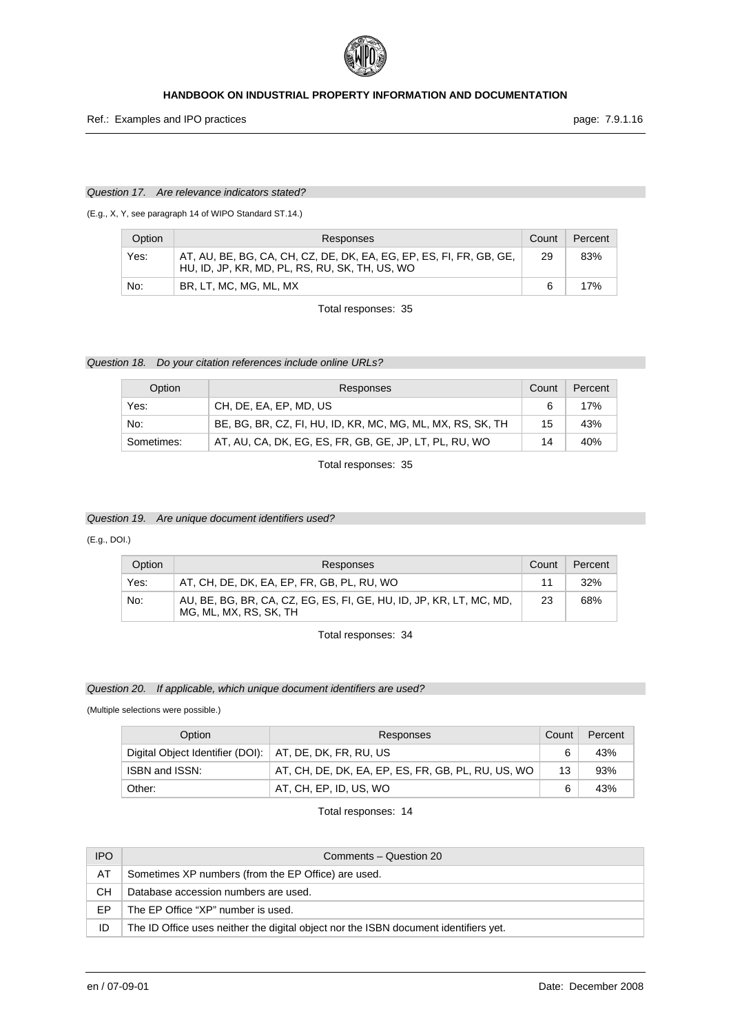*Question 17. Are relevance indicators stated?*

(E.g., X, Y, see paragraph 14 of WIPO Standard ST.14.)

| Option | Responses | Count | Percent |
|---|---|---|---|
| Yes: | AT, AU, BE, BG, CA, CH, CZ, DE, DK, EA, EG, EP, ES, FI, FR, GB, GE, HU, ID, JP, KR, MD, PL, RS, RU, SK, TH, US, WO | 29 | 83% |
| No: | BR, LT, MC, MG, ML, MX | 6 | 17% |

Total responses: 35

*Question 18. Do your citation references include online URLs?*

| Option | Responses | Count | Percent |
|---|---|---|---|
| Yes: | CH, DE, EA, EP, MD, US | 6 | 17% |
| No: | BE, BG, BR, CZ, FI, HU, ID, KR, MC, MG, ML, MX, RS, SK, TH | 15 | 43% |
| Sometimes: | AT, AU, CA, DK, EG, ES, FR, GB, GE, JP, LT, PL, RU, WO | 14 | 40% |

Total responses: 35

*Question 19. Are unique document identifiers used?*

(E.g., DOI.)

| Option | Responses | Count | Percent |
|---|---|---|---|
| Yes: | AT, CH, DE, DK, EA, EP, FR, GB, PL, RU, WO | 11 | 32% |
| No: | AU, BE, BG, BR, CA, CZ, EG, ES, FI, GE, HU, ID, JP, KR, LT, MC, MD, MG, ML, MX, RS, SK, TH | 23 | 68% |

Total responses: 34

*Question 20. If applicable, which unique document identifiers are used?*

(Multiple selections were possible.)

| Option | Responses | Count | Percent |
|---|---|---|---|
| Digital Object Identifier (DOI): | AT, DE, DK, FR, RU, US | 6 | 43% |
| ISBN and ISSN: | AT, CH, DE, DK, EA, EP, ES, FR, GB, PL, RU, US, WO | 13 | 93% |
| Other: | AT, CH, EP, ID, US, WO | 6 | 43% |

Total responses: 14

| IPO | Comments – Question 20 |
|---|---|
| AT | Sometimes XP numbers (from the EP Office) are used. |
| CH | Database accession numbers are used. |
| EP | The EP Office "XP" number is used. |
| ID | The ID Office uses neither the digital object nor the ISBN document identifiers yet. |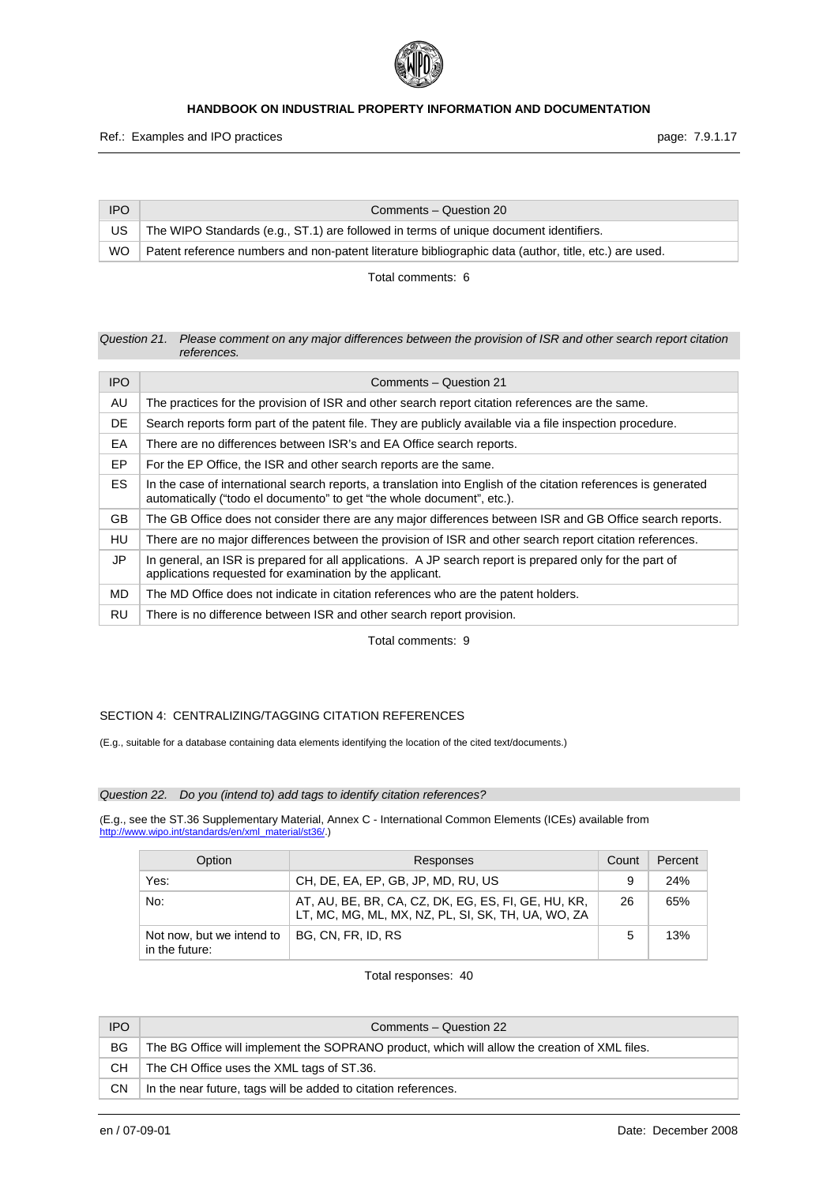| IPO | Comments – Question 20 |
|---|---|
| US | The WIPO Standards (e.g., ST.1) are followed in terms of unique document identifiers. |
| WO | Patent reference numbers and non-patent literature bibliographic data (author, title, etc.) are used. |

Total comments: 6

*Question 21. Please comment on any major differences between the provision of ISR and other search report citation references.*

| IPO | Comments – Question 21 |
|---|---|
| AU | The practices for the provision of ISR and other search report citation references are the same. |
| DE | Search reports form part of the patent file. They are publicly available via a file inspection procedure. |
| EA | There are no differences between ISR's and EA Office search reports. |
| EP | For the EP Office, the ISR and other search reports are the same. |
| ES | In the case of international search reports, a translation into English of the citation references is generated automatically ("todo el documento" to get "the whole document", etc.). |
| GB | The GB Office does not consider there are any major differences between ISR and GB Office search reports. |
| HU | There are no major differences between the provision of ISR and other search report citation references. |
| JP | In general, an ISR is prepared for all applications. A JP search report is prepared only for the part of applications requested for examination by the applicant. |
| MD | The MD Office does not indicate in citation references who are the patent holders. |
| RU | There is no difference between ISR and other search report provision. |

Total comments: 9

## SECTION 4: CENTRALIZING/TAGGING CITATION REFERENCES

(E.g., suitable for a database containing data elements identifying the location of the cited text/documents.)

*Question 22. Do you (intend to) add tags to identify citation references?*

(E.g., see the ST.36 Supplementary Material, Annex C - International Common Elements (ICEs) available from http://www.wipo.int/standards/en/xml_material/st36/.)

| Option | Responses | Count | Percent |
|---|---|---|---|
| Yes: | CH, DE, EA, EP, GB, JP, MD, RU, US | 9 | 24% |
| No: | AT, AU, BE, BR, CA, CZ, DK, EG, ES, FI, GE, HU, KR, LT, MC, MG, ML, MX, NZ, PL, SI, SK, TH, UA, WO, ZA | 26 | 65% |
| Not now, but we intend to in the future: | BG, CN, FR, ID, RS | 5 | 13% |

Total responses: 40

| IPO | Comments – Question 22 |
|---|---|
| BG | The BG Office will implement the SOPRANO product, which will allow the creation of XML files. |
| CH | The CH Office uses the XML tags of ST.36. |
| CN | In the near future, tags will be added to citation references. |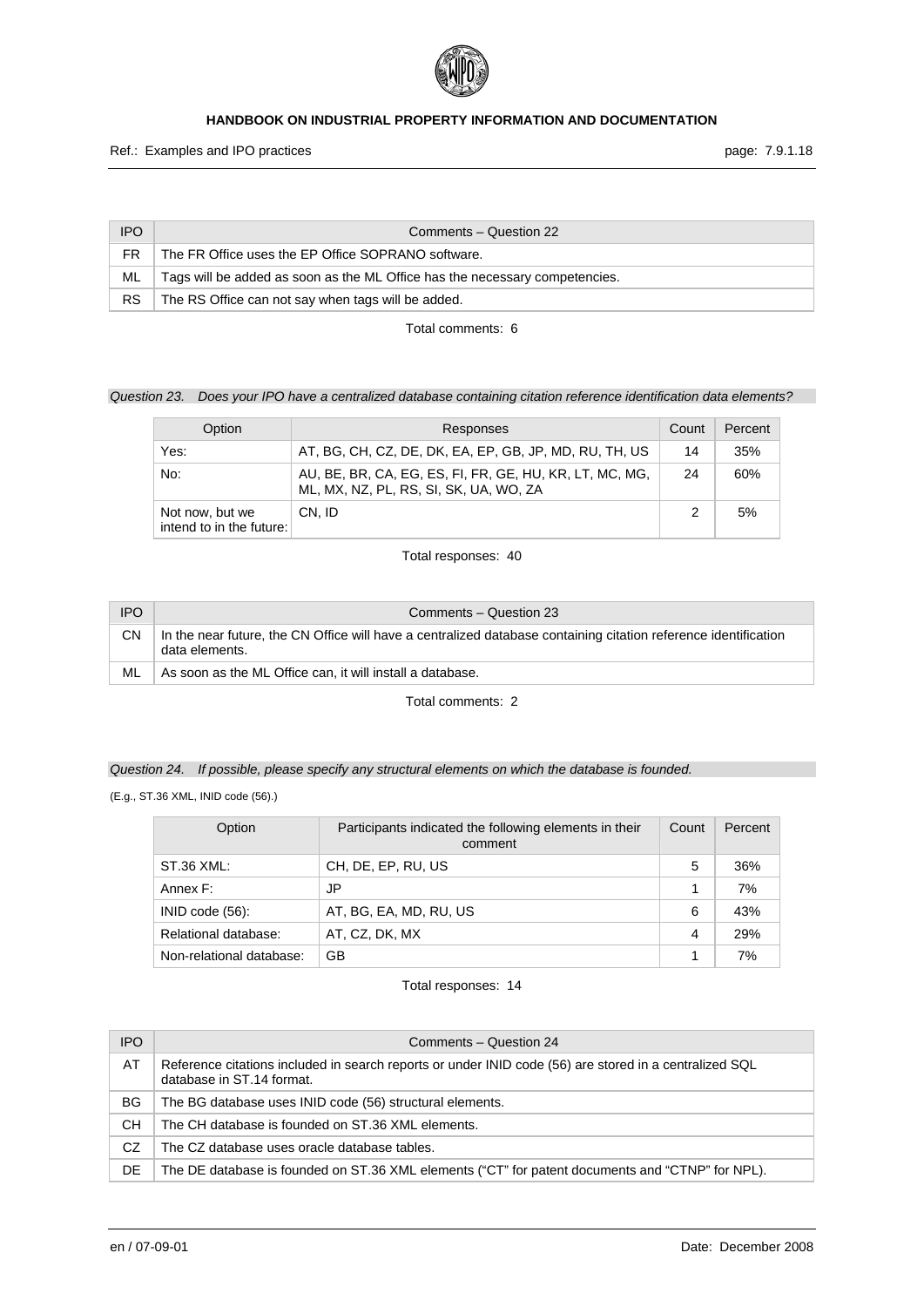| IPO | Comments – Question 22 |
| --- | --- |
| FR | The FR Office uses the EP Office SOPRANO software. |
| ML | Tags will be added as soon as the ML Office has the necessary competencies. |
| RS | The RS Office can not say when tags will be added. |

Total comments: 6

*Question 23. Does your IPO have a centralized database containing citation reference identification data elements?*

| Option | Responses | Count | Percent |
| --- | --- | --- | --- |
| Yes: | AT, BG, CH, CZ, DE, DK, EA, EP, GB, JP, MD, RU, TH, US | 14 | 35% |
| No: | AU, BE, BR, CA, EG, ES, FI, FR, GE, HU, KR, LT, MC, MG, ML, MX, NZ, PL, RS, SI, SK, UA, WO, ZA | 24 | 60% |
| Not now, but we intend to in the future: | CN, ID | 2 | 5% |

Total responses: 40

| IPO | Comments – Question 23 |
| --- | --- |
| CN | In the near future, the CN Office will have a centralized database containing citation reference identification data elements. |
| ML | As soon as the ML Office can, it will install a database. |

Total comments: 2

*Question 24. If possible, please specify any structural elements on which the database is founded.*

(E.g., ST.36 XML, INID code (56).)

| Option | Participants indicated the following elements in their comment | Count | Percent |
| --- | --- | --- | --- |
| ST.36 XML: | CH, DE, EP, RU, US | 5 | 36% |
| Annex F: | JP | 1 | 7% |
| INID code (56): | AT, BG, EA, MD, RU, US | 6 | 43% |
| Relational database: | AT, CZ, DK, MX | 4 | 29% |
| Non-relational database: | GB | 1 | 7% |

Total responses: 14

| IPO | Comments – Question 24 |
| --- | --- |
| AT | Reference citations included in search reports or under INID code (56) are stored in a centralized SQL database in ST.14 format. |
| BG | The BG database uses INID code (56) structural elements. |
| CH | The CH database is founded on ST.36 XML elements. |
| CZ | The CZ database uses oracle database tables. |
| DE | The DE database is founded on ST.36 XML elements ("CT" for patent documents and "CTNP" for NPL). |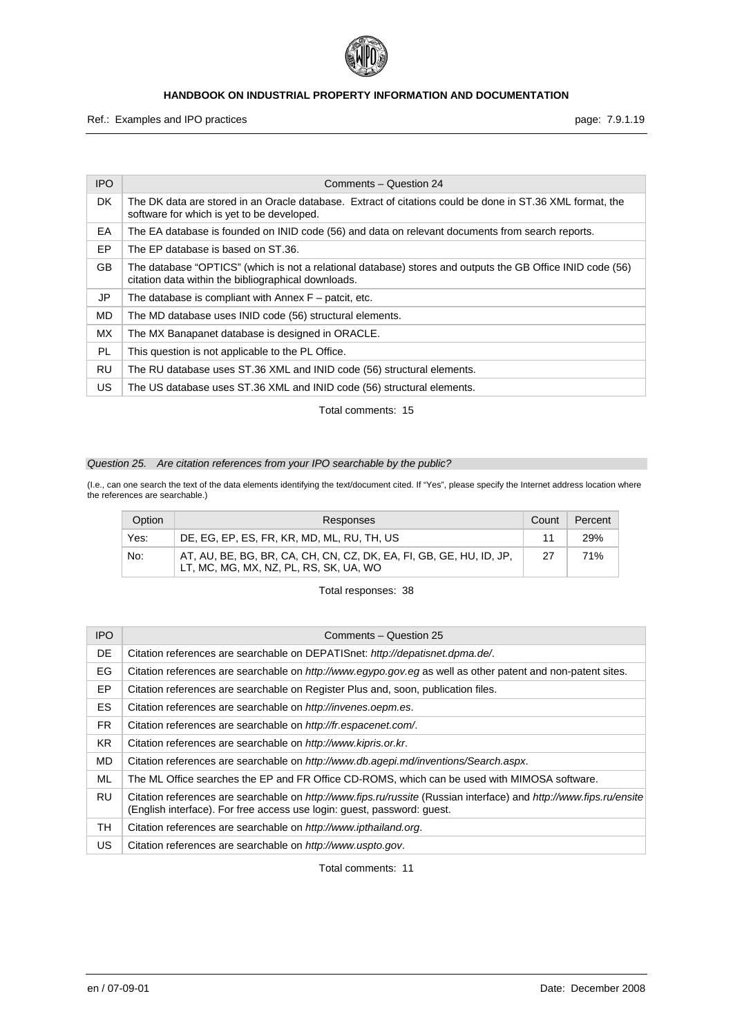| IPO | Comments – Question 24 |
|---|---|
| DK | The DK data are stored in an Oracle database. Extract of citations could be done in ST.36 XML format, the software for which is yet to be developed. |
| EA | The EA database is founded on INID code (56) and data on relevant documents from search reports. |
| EP | The EP database is based on ST.36. |
| GB | The database "OPTICS" (which is not a relational database) stores and outputs the GB Office INID code (56) citation data within the bibliographical downloads. |
| JP | The database is compliant with Annex F – patcit, etc. |
| MD | The MD database uses INID code (56) structural elements. |
| MX | The MX Banapanet database is designed in ORACLE. |
| PL | This question is not applicable to the PL Office. |
| RU | The RU database uses ST.36 XML and INID code (56) structural elements. |
| US | The US database uses ST.36 XML and INID code (56) structural elements. |

Total comments: 15

*Question 25. Are citation references from your IPO searchable by the public?*

(I.e., can one search the text of the data elements identifying the text/document cited. If "Yes", please specify the Internet address location where the references are searchable.)

| Option | Responses | Count | Percent |
|---|---|---|---|
| Yes: | DE, EG, EP, ES, FR, KR, MD, ML, RU, TH, US | 11 | 29% |
| No: | AT, AU, BE, BG, BR, CA, CH, CN, CZ, DK, EA, FI, GB, GE, HU, ID, JP, LT, MC, MG, MX, NZ, PL, RS, SK, UA, WO | 27 | 71% |

Total responses: 38

| IPO | Comments – Question 25 |
|---|---|
| DE | Citation references are searchable on DEPATISnet: *http://depatisnet.dpma.de/*. |
| EG | Citation references are searchable on *http://www.egypo.gov.eg* as well as other patent and non-patent sites. |
| EP | Citation references are searchable on Register Plus and, soon, publication files. |
| ES | Citation references are searchable on *http://invenes.oepm.es*. |
| FR | Citation references are searchable on *http://fr.espacenet.com/*. |
| KR | Citation references are searchable on *http://www.kipris.or.kr*. |
| MD | Citation references are searchable on *http://www.db.agepi.md/inventions/Search.aspx*. |
| ML | The ML Office searches the EP and FR Office CD-ROMS, which can be used with MIMOSA software. |
| RU | Citation references are searchable on *http://www.fips.ru/russite* (Russian interface) and *http://www.fips.ru/ensite* (English interface). For free access use login: guest, password: guest. |
| TH | Citation references are searchable on *http://www.ipthailand.org*. |
| US | Citation references are searchable on *http://www.uspto.gov*. |

Total comments: 11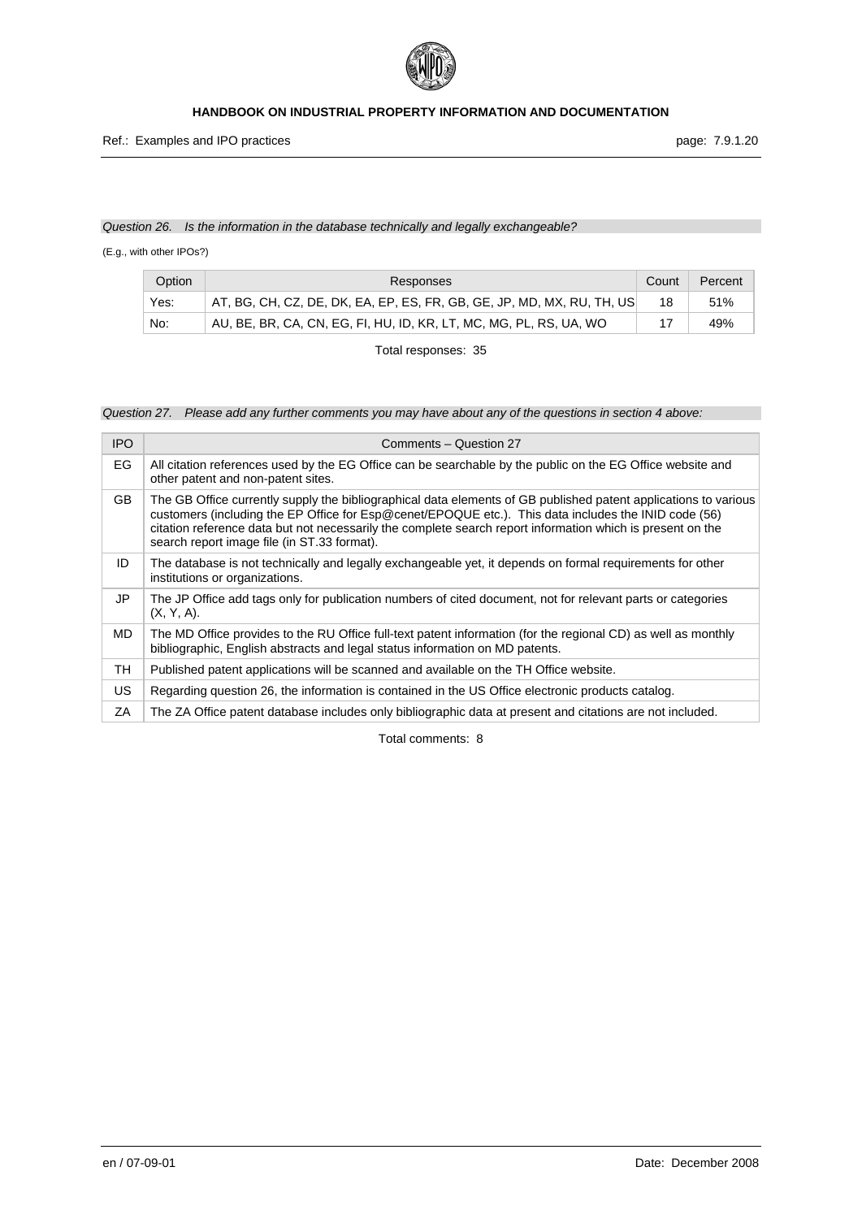*Question 26. Is the information in the database technically and legally exchangeable?*

(E.g., with other IPOs?)

| Option | Responses | Count | Percent |
|---|---|---|---|
| Yes: | AT, BG, CH, CZ, DE, DK, EA, EP, ES, FR, GB, GE, JP, MD, MX, RU, TH, US | 18 | 51% |
| No: | AU, BE, BR, CA, CN, EG, FI, HU, ID, KR, LT, MC, MG, PL, RS, UA, WO | 17 | 49% |

Total responses: 35

*Question 27. Please add any further comments you may have about any of the questions in section 4 above:*

| IPO | Comments – Question 27 |
|---|---|
| EG | All citation references used by the EG Office can be searchable by the public on the EG Office website and other patent and non-patent sites. |
| GB | The GB Office currently supply the bibliographical data elements of GB published patent applications to various customers (including the EP Office for Esp@cenet/EPOQUE etc.). This data includes the INID code (56) citation reference data but not necessarily the complete search report information which is present on the search report image file (in ST.33 format). |
| ID | The database is not technically and legally exchangeable yet, it depends on formal requirements for other institutions or organizations. |
| JP | The JP Office add tags only for publication numbers of cited document, not for relevant parts or categories (X, Y, A). |
| MD | The MD Office provides to the RU Office full-text patent information (for the regional CD) as well as monthly bibliographic, English abstracts and legal status information on MD patents. |
| TH | Published patent applications will be scanned and available on the TH Office website. |
| US | Regarding question 26, the information is contained in the US Office electronic products catalog. |
| ZA | The ZA Office patent database includes only bibliographic data at present and citations are not included. |

Total comments: 8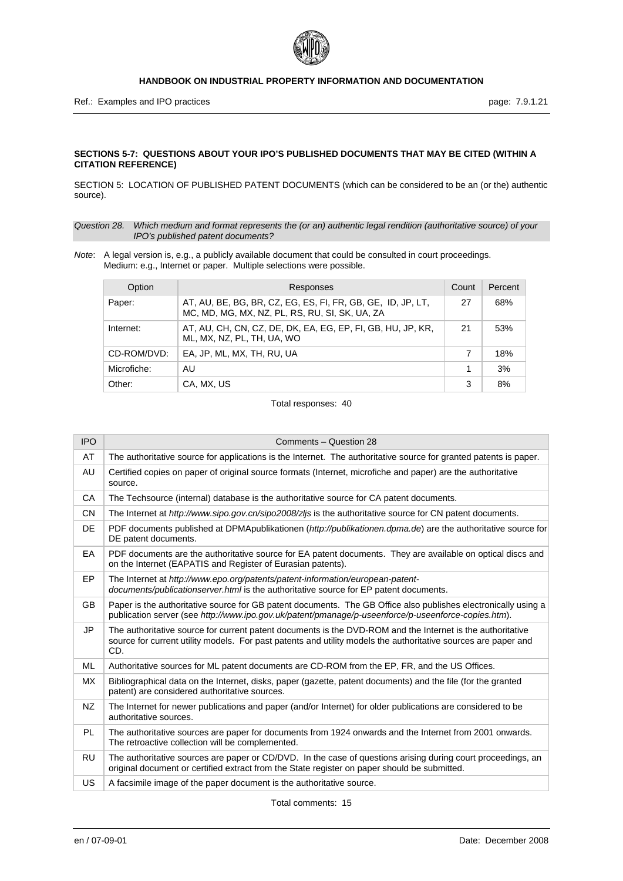**SECTIONS 5-7: QUESTIONS ABOUT YOUR IPO'S PUBLISHED DOCUMENTS THAT MAY BE CITED (WITHIN A CITATION REFERENCE)**

SECTION 5: LOCATION OF PUBLISHED PATENT DOCUMENTS (which can be considered to be an (or the) authentic source).

*Question 28. Which medium and format represents the (or an) authentic legal rendition (authoritative source) of your IPO's published patent documents?*

*Note*: A legal version is, e.g., a publicly available document that could be consulted in court proceedings. Medium: e.g., Internet or paper. Multiple selections were possible.

| Option | Responses | Count | Percent |
|---|---|---|---|
| Paper: | AT, AU, BE, BG, BR, CZ, EG, ES, FI, FR, GB, GE, ID, JP, LT, MC, MD, MG, MX, NZ, PL, RS, RU, SI, SK, UA, ZA | 27 | 68% |
| Internet: | AT, AU, CH, CN, CZ, DE, DK, EA, EG, EP, FI, GB, HU, JP, KR, ML, MX, NZ, PL, TH, UA, WO | 21 | 53% |
| CD-ROM/DVD: | EA, JP, ML, MX, TH, RU, UA | 7 | 18% |
| Microfiche: | AU | 1 | 3% |
| Other: | CA, MX, US | 3 | 8% |

Total responses: 40

| IPO | Comments – Question 28 |
|---|---|
| AT | The authoritative source for applications is the Internet. The authoritative source for granted patents is paper. |
| AU | Certified copies on paper of original source formats (Internet, microfiche and paper) are the authoritative source. |
| CA | The Techsource (internal) database is the authoritative source for CA patent documents. |
| CN | The Internet at *http://www.sipo.gov.cn/sipo2008/zljs* is the authoritative source for CN patent documents. |
| DE | PDF documents published at DPMApublikationen (*http://publikationen.dpma.de*) are the authoritative source for DE patent documents. |
| EA | PDF documents are the authoritative source for EA patent documents. They are available on optical discs and on the Internet (EAPATIS and Register of Eurasian patents). |
| EP | The Internet at *http://www.epo.org/patents/patent-information/european-patent-documents/publicationserver.html* is the authoritative source for EP patent documents. |
| GB | Paper is the authoritative source for GB patent documents. The GB Office also publishes electronically using a publication server (see *http://www.ipo.gov.uk/patent/pmanage/p-useenforce/p-useenforce-copies.htm*). |
| JP | The authoritative source for current patent documents is the DVD-ROM and the Internet is the authoritative source for current utility models. For past patents and utility models the authoritative sources are paper and CD. |
| ML | Authoritative sources for ML patent documents are CD-ROM from the EP, FR, and the US Offices. |
| MX | Bibliographical data on the Internet, disks, paper (gazette, patent documents) and the file (for the granted patent) are considered authoritative sources. |
| NZ | The Internet for newer publications and paper (and/or Internet) for older publications are considered to be authoritative sources. |
| PL | The authoritative sources are paper for documents from 1924 onwards and the Internet from 2001 onwards. The retroactive collection will be complemented. |
| RU | The authoritative sources are paper or CD/DVD. In the case of questions arising during court proceedings, an original document or certified extract from the State register on paper should be submitted. |
| US | A facsimile image of the paper document is the authoritative source. |

Total comments: 15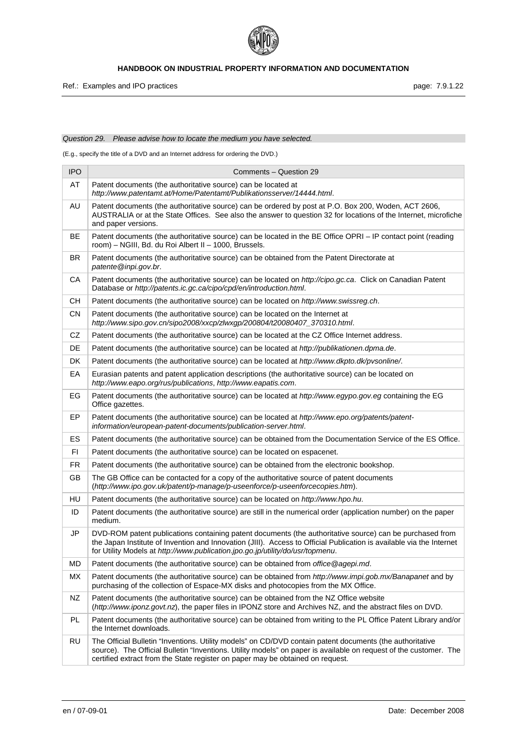*Question 29. Please advise how to locate the medium you have selected.*

(E.g., specify the title of a DVD and an Internet address for ordering the DVD.)

| IPO | Comments – Question 29 |
|---|---|
| AT | Patent documents (the authoritative source) can be located at *http://www.patentamt.at/Home/Patentamt/Publikationsserver/14444.html*. |
| AU | Patent documents (the authoritative source) can be ordered by post at P.O. Box 200, Woden, ACT 2606, AUSTRALIA or at the State Offices. See also the answer to question 32 for locations of the Internet, microfiche and paper versions. |
| BE | Patent documents (the authoritative source) can be located in the BE Office OPRI – IP contact point (reading room) – NGIII, Bd. du Roi Albert II – 1000, Brussels. |
| BR | Patent documents (the authoritative source) can be obtained from the Patent Directorate at *patente@inpi.gov.br*. |
| CA | Patent documents (the authoritative source) can be located on *http://cipo.gc.ca*. Click on Canadian Patent Database or *http://patents.ic.gc.ca/cipo/cpd/en/introduction.html*. |
| CH | Patent documents (the authoritative source) can be located on *http://www.swissreg.ch*. |
| CN | Patent documents (the authoritative source) can be located on the Internet at *http://www.sipo.gov.cn/sipo2008/xxcp/zlwxgp/200804/t20080407_370310.html*. |
| CZ | Patent documents (the authoritative source) can be located at the CZ Office Internet address. |
| DE | Patent documents (the authoritative source) can be located at *http://publikationen.dpma.de*. |
| DK | Patent documents (the authoritative source) can be located at *http://www.dkpto.dk/pvsonline/*. |
| EA | Eurasian patents and patent application descriptions (the authoritative source) can be located on *http://www.eapo.org/rus/publications*, *http://www.eapatis.com*. |
| EG | Patent documents (the authoritative source) can be located at *http://www.egypo.gov.eg* containing the EG Office gazettes. |
| EP | Patent documents (the authoritative source) can be located at *http://www.epo.org/patents/patent-information/european-patent-documents/publication-server.html*. |
| ES | Patent documents (the authoritative source) can be obtained from the Documentation Service of the ES Office. |
| FI | Patent documents (the authoritative source) can be located on espacenet. |
| FR | Patent documents (the authoritative source) can be obtained from the electronic bookshop. |
| GB | The GB Office can be contacted for a copy of the authoritative source of patent documents (*http://www.ipo.gov.uk/patent/p-manage/p-useenforce/p-useenforcecopies.htm*). |
| HU | Patent documents (the authoritative source) can be located on *http://www.hpo.hu*. |
| ID | Patent documents (the authoritative source) are still in the numerical order (application number) on the paper medium. |
| JP | DVD-ROM patent publications containing patent documents (the authoritative source) can be purchased from the Japan Institute of Invention and Innovation (JIII). Access to Official Publication is available via the Internet for Utility Models at *http://www.publication.jpo.go.jp/utility/do/usr/topmenu*. |
| MD | Patent documents (the authoritative source) can be obtained from *office@agepi.md*. |
| MX | Patent documents (the authoritative source) can be obtained from *http://www.impi.gob.mx/Banapanet* and by purchasing of the collection of Espace-MX disks and photocopies from the MX Office. |
| NZ | Patent documents (the authoritative source) can be obtained from the NZ Office website (*http://www.iponz.govt.nz*), the paper files in IPONZ store and Archives NZ, and the abstract files on DVD. |
| PL | Patent documents (the authoritative source) can be obtained from writing to the PL Office Patent Library and/or the Internet downloads. |
| RU | The Official Bulletin "Inventions. Utility models" on CD/DVD contain patent documents (the authoritative source). The Official Bulletin "Inventions. Utility models" on paper is available on request of the customer. The certified extract from the State register on paper may be obtained on request. |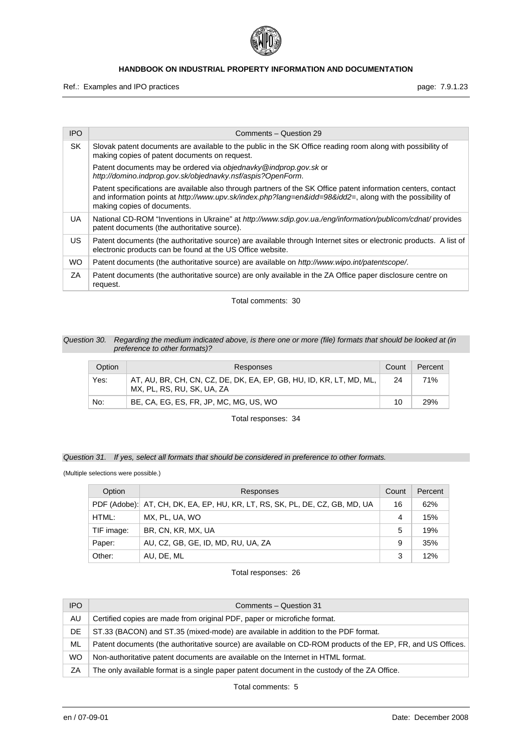| IPO | Comments – Question 29 |
|---|---|
| SK | Slovak patent documents are available to the public in the SK Office reading room along with possibility of making copies of patent documents on request.<br>Patent documents may be ordered via *objednavky@indprop.gov.sk* or *http://domino.indprop.gov.sk/objednavky.nsf/aspis?OpenForm*.<br>Patent specifications are available also through partners of the SK Office patent information centers, contact and information points at *http://www.upv.sk/index.php?lang=en&idd=98&idd2=*, along with the possibility of making copies of documents. |
| UA | National CD-ROM "Inventions in Ukraine" at *http://www.sdip.gov.ua./eng/information/publicom/cdnat/* provides patent documents (the authoritative source). |
| US | Patent documents (the authoritative source) are available through Internet sites or electronic products. A list of electronic products can be found at the US Office website. |
| WO | Patent documents (the authoritative source) are available on *http://www.wipo.int/patentscope/*. |
| ZA | Patent documents (the authoritative source) are only available in the ZA Office paper disclosure centre on request. |

Total comments: 30

*Question 30. Regarding the medium indicated above, is there one or more (file) formats that should be looked at (in preference to other formats)?*

| Option | Responses | Count | Percent |
|---|---|---|---|
| Yes: | AT, AU, BR, CH, CN, CZ, DE, DK, EA, EP, GB, HU, ID, KR, LT, MD, ML, MX, PL, RS, RU, SK, UA, ZA | 24 | 71% |
| No: | BE, CA, EG, ES, FR, JP, MC, MG, US, WO | 10 | 29% |

Total responses: 34

*Question 31. If yes, select all formats that should be considered in preference to other formats.*

(Multiple selections were possible.)

| Option | Responses | Count | Percent |
|---|---|---|---|
| PDF (Adobe): | AT, CH, DK, EA, EP, HU, KR, LT, RS, SK, PL, DE, CZ, GB, MD, UA | 16 | 62% |
| HTML: | MX, PL, UA, WO | 4 | 15% |
| TIF image: | BR, CN, KR, MX, UA | 5 | 19% |
| Paper: | AU, CZ, GB, GE, ID, MD, RU, UA, ZA | 9 | 35% |
| Other: | AU, DE, ML | 3 | 12% |

Total responses: 26

| IPO | Comments – Question 31 |
|---|---|
| AU | Certified copies are made from original PDF, paper or microfiche format. |
| DE | ST.33 (BACON) and ST.35 (mixed-mode) are available in addition to the PDF format. |
| ML | Patent documents (the authoritative source) are available on CD-ROM products of the EP, FR, and US Offices. |
| WO | Non-authoritative patent documents are available on the Internet in HTML format. |
| ZA | The only available format is a single paper patent document in the custody of the ZA Office. |

Total comments: 5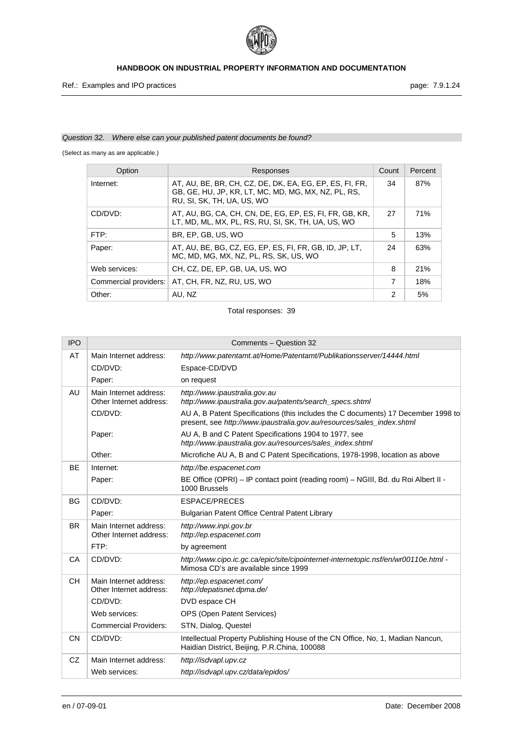*Question 32. Where else can your published patent documents be found?*

(Select as many as are applicable.)

| Option | Responses | Count | Percent |
|---|---|---|---|
| Internet: | AT, AU, BE, BR, CH, CZ, DE, DK, EA, EG, EP, ES, FI, FR, GB, GE, HU, JP, KR, LT, MC, MD, MG, MX, NZ, PL, RS, RU, SI, SK, TH, UA, US, WO | 34 | 87% |
| CD/DVD: | AT, AU, BG, CA, CH, CN, DE, EG, EP, ES, FI, FR, GB, KR, LT, MD, ML, MX, PL, RS, RU, SI, SK, TH, UA, US, WO | 27 | 71% |
| FTP: | BR, EP, GB, US, WO | 5 | 13% |
| Paper: | AT, AU, BE, BG, CZ, EG, EP, ES, FI, FR, GB, ID, JP, LT, MC, MD, MG, MX, NZ, PL, RS, SK, US, WO | 24 | 63% |
| Web services: | CH, CZ, DE, EP, GB, UA, US, WO | 8 | 21% |
| Commercial providers: | AT, CH, FR, NZ, RU, US, WO | 7 | 18% |
| Other: | AU, NZ | 2 | 5% |

Total responses: 39

| IPO | Comments – Question 32 | |
|---|---|---|
| AT | Main Internet address: | *http://www.patentamt.at/Home/Patentamt/Publikationsserver/14444.html* |
| | CD/DVD: | Espace-CD/DVD |
| | Paper: | on request |
| AU | Main Internet address:<br>Other Internet address: | *http://www.ipaustralia.gov.au*<br>*http://www.ipaustralia.gov.au/patents/search_specs.shtml* |
| | CD/DVD: | AU A, B Patent Specifications (this includes the C documents) 17 December 1998 to present, see *http://www.ipaustralia.gov.au/resources/sales_index.shtml* |
| | Paper: | AU A, B and C Patent Specifications 1904 to 1977, see *http://www.ipaustralia.gov.au/resources/sales_index.shtml* |
| | Other: | Microfiche AU A, B and C Patent Specifications, 1978-1998, location as above |
| BE | Internet: | *http://be.espacenet.com* |
| | Paper: | BE Office (OPRI) – IP contact point (reading room) – NGIII, Bd. du Roi Albert II - 1000 Brussels |
| BG | CD/DVD: | ESPACE/PRECES |
| | Paper: | Bulgarian Patent Office Central Patent Library |
| BR | Main Internet address:<br>Other Internet address: | *http://www.inpi.gov.br*<br>*http://ep.espacenet.com* |
| | FTP: | by agreement |
| CA | CD/DVD: | *http://www.cipo.ic.gc.ca/epic/site/cipointernet-internetopic.nsf/en/wr00110e.html* - Mimosa CD's are available since 1999 |
| CH | Main Internet address:<br>Other Internet address: | *http://ep.espacenet.com/*<br>*http://depatisnet.dpma.de/* |
| | CD/DVD: | DVD espace CH |
| | Web services: | OPS (Open Patent Services) |
| | Commercial Providers: | STN, Dialog, Questel |
| CN | CD/DVD: | Intellectual Property Publishing House of the CN Office, No, 1, Madian Nancun, Haidian District, Beijing, P.R.China, 100088 |
| CZ | Main Internet address: | *http://isdvapl.upv.cz* |
| | Web services: | *http://isdvapl.upv.cz/data/epidos/* |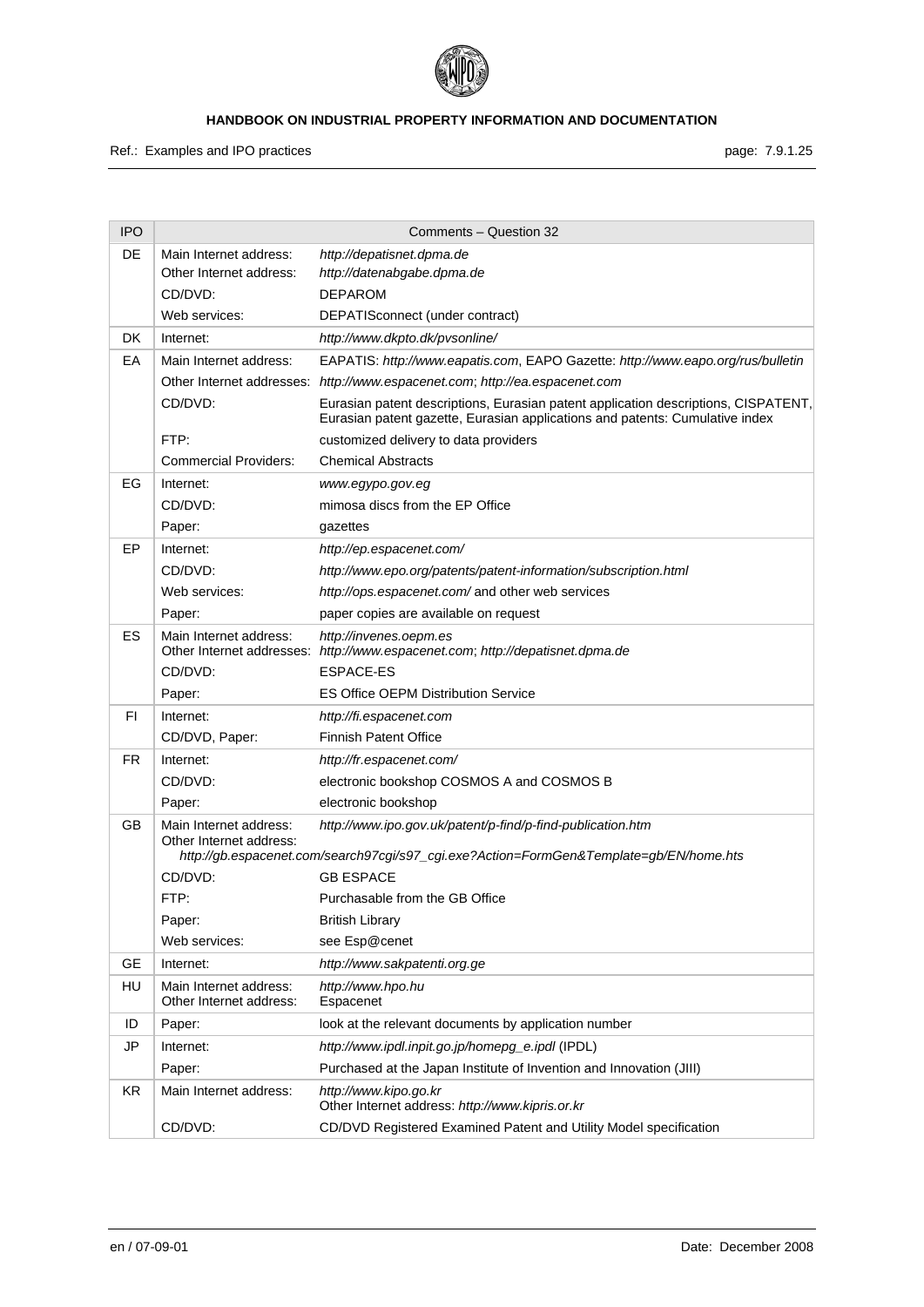| IPO | Comments – Question 32 | |
|---|---|---|
| DE | Main Internet address: | *http://depatisnet.dpma.de* |
| | Other Internet address: | *http://datenabgabe.dpma.de* |
| | CD/DVD: | DEPAROM |
| | Web services: | DEPATISconnect (under contract) |
| DK | Internet: | *http://www.dkpto.dk/pvsonline/* |
| EA | Main Internet address: | EAPATIS: *http://www.eapatis.com*, EAPO Gazette: *http://www.eapo.org/rus/bulletin* |
| | Other Internet addresses: | *http://www.espacenet.com*; *http://ea.espacenet.com* |
| | CD/DVD: | Eurasian patent descriptions, Eurasian patent application descriptions, CISPATENT, Eurasian patent gazette, Eurasian applications and patents: Cumulative index |
| | FTP: | customized delivery to data providers |
| | Commercial Providers: | Chemical Abstracts |
| EG | Internet: | *www.egypo.gov.eg* |
| | CD/DVD: | mimosa discs from the EP Office |
| | Paper: | gazettes |
| EP | Internet: | *http://ep.espacenet.com/* |
| | CD/DVD: | *http://www.epo.org/patents/patent-information/subscription.html* |
| | Web services: | *http://ops.espacenet.com/* and other web services |
| | Paper: | paper copies are available on request |
| ES | Main Internet address: | *http://invenes.oepm.es* |
| | Other Internet addresses: | *http://www.espacenet.com*; *http://depatisnet.dpma.de* |
| | CD/DVD: | ESPACE-ES |
| | Paper: | ES Office OEPM Distribution Service |
| FI | Internet: | *http://fi.espacenet.com* |
| | CD/DVD, Paper: | Finnish Patent Office |
| FR | Internet: | *http://fr.espacenet.com/* |
| | CD/DVD: | electronic bookshop COSMOS A and COSMOS B |
| | Paper: | electronic bookshop |
| GB | Main Internet address: | *http://www.ipo.gov.uk/patent/p-find/p-find-publication.htm* |
| | Other Internet address: | *http://gb.espacenet.com/search97cgi/s97_cgi.exe?Action=FormGen&Template=gb/EN/home.hts* |
| | CD/DVD: | GB ESPACE |
| | FTP: | Purchasable from the GB Office |
| | Paper: | British Library |
| | Web services: | see Esp@cenet |
| GE | Internet: | *http://www.sakpatenti.org.ge* |
| HU | Main Internet address: | *http://www.hpo.hu* |
| | Other Internet address: | Espacenet |
| ID | Paper: | look at the relevant documents by application number |
| JP | Internet: | *http://www.ipdl.inpit.go.jp/homepg_e.ipdl* (IPDL) |
| | Paper: | Purchased at the Japan Institute of Invention and Innovation (JIII) |
| KR | Main Internet address: | *http://www.kipo.go.kr* |
| | Other Internet address: | *http://www.kipris.or.kr* |
| | CD/DVD: | CD/DVD Registered Examined Patent and Utility Model specification |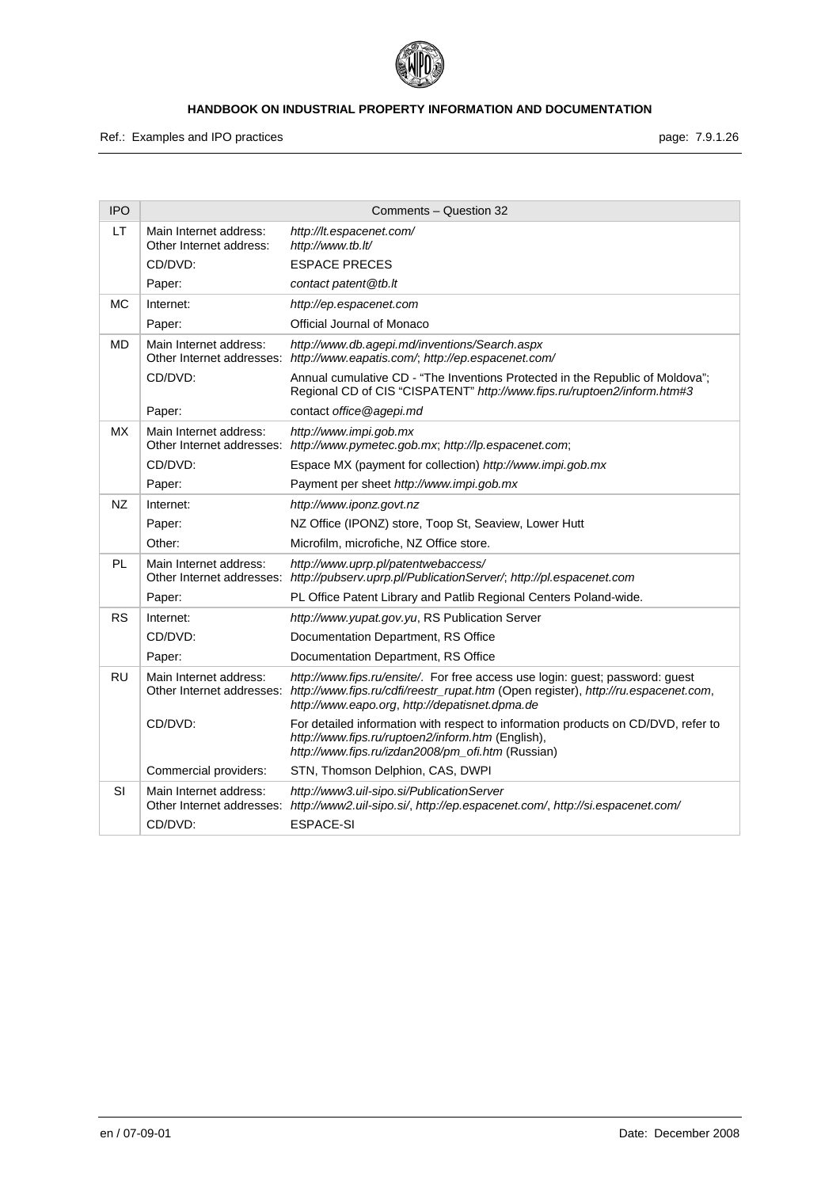| IPO | Comments – Question 32 | |
|---|---|---|
| LT | Main Internet address:<br>Other Internet address: | *http://lt.espacenet.com/*<br>*http://www.tb.lt/* |
| | CD/DVD: | ESPACE PRECES |
| | Paper: | *contact patent@tb.lt* |
| MC | Internet: | *http://ep.espacenet.com* |
| | Paper: | Official Journal of Monaco |
| MD | Main Internet address:<br>Other Internet addresses: | *http://www.db.agepi.md/inventions/Search.aspx*<br>*http://www.eapatis.com/*; *http://ep.espacenet.com/* |
| | CD/DVD: | Annual cumulative CD - “The Inventions Protected in the Republic of Moldova”; Regional CD of CIS “CISPATENT” *http://www.fips.ru/ruptoen2/inform.htm#3* |
| | Paper: | contact *office@agepi.md* |
| MX | Main Internet address:<br>Other Internet addresses: | *http://www.impi.gob.mx*<br>*http://www.pymetec.gob.mx*; *http://lp.espacenet.com*; |
| | CD/DVD: | Espace MX (payment for collection) *http://www.impi.gob.mx* |
| | Paper: | Payment per sheet *http://www.impi.gob.mx* |
| NZ | Internet: | *http://www.iponz.govt.nz* |
| | Paper: | NZ Office (IPONZ) store, Toop St, Seaview, Lower Hutt |
| | Other: | Microfilm, microfiche, NZ Office store. |
| PL | Main Internet address:<br>Other Internet addresses: | *http://www.uprp.pl/patentwebaccess/*<br>*http://pubserv.uprp.pl/PublicationServer/*; *http://pl.espacenet.com* |
| | Paper: | PL Office Patent Library and Patlib Regional Centers Poland-wide. |
| RS | Internet: | *http://www.yupat.gov.yu*, RS Publication Server |
| | CD/DVD: | Documentation Department, RS Office |
| | Paper: | Documentation Department, RS Office |
| RU | Main Internet address:<br>Other Internet addresses: | *http://www.fips.ru/ensite/*. For free access use login: guest; password: guest<br>*http://www.fips.ru/cdfi/reestr_rupat.htm* (Open register), *http://ru.espacenet.com*, *http://www.eapo.org*, *http://depatisnet.dpma.de* |
| | CD/DVD: | For detailed information with respect to information products on CD/DVD, refer to *http://www.fips.ru/ruptoen2/inform.htm* (English), *http://www.fips.ru/izdan2008/pm_ofi.htm* (Russian) |
| | Commercial providers: | STN, Thomson Delphion, CAS, DWPI |
| SI | Main Internet address:<br>Other Internet addresses: | *http://www3.uil-sipo.si/PublicationServer*<br>*http://www2.uil-sipo.si/*, *http://ep.espacenet.com/*, *http://si.espacenet.com/* |
| | CD/DVD: | ESPACE-SI |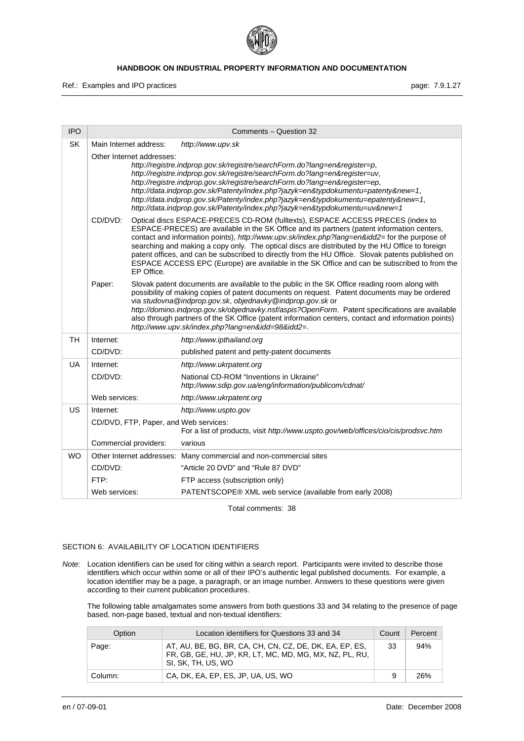| IPO | Comments – Question 32 | |
|---|---|---|
| SK | Main Internet address: | *http://www.upv.sk* |
| | Other Internet addresses: *http://registre.indprop.gov.sk/registre/searchForm.do?lang=en&register=p*, *http://registre.indprop.gov.sk/registre/searchForm.do?lang=en&register=uv*, *http://registre.indprop.gov.sk/registre/searchForm.do?lang=en&register=ep*, *http://data.indprop.gov.sk/Patenty/index.php?jazyk=en&typdokumentu=patenty&new=1*, *http://data.indprop.gov.sk/Patenty/index.php?jazyk=en&typdokumentu=epatenty&new=1*, *http://data.indprop.gov.sk/Patenty/index.php?jazyk=en&typdokumentu=uv&new=1* | |
| | CD/DVD: | Optical discs ESPACE-PRECES CD-ROM (fulltexts), ESPACE ACCESS PRECES (index to ESPACE-PRECES) are available in the SK Office and its partners (patent information centers, contact and information points), *http://www.upv.sk/index.php?lang=en&idd2=* for the purpose of searching and making a copy only. The optical discs are distributed by the HU Office to foreign patent offices, and can be subscribed to directly from the HU Office. Slovak patents published on ESPACE ACCESS EPC (Europe) are available in the SK Office and can be subscribed to from the EP Office. |
| | Paper: | Slovak patent documents are available to the public in the SK Office reading room along with possibility of making copies of patent documents on request. Patent documents may be ordered via *studovna@indprop.gov.sk*, *objednavky@indprop.gov.sk* or *http://domino.indprop.gov.sk/objednavky.nsf/aspis?OpenForm*. Patent specifications are available also through partners of the SK Office (patent information centers, contact and information points) *http://www.upv.sk/index.php?lang=en&idd=98&idd2=*. |
| TH | Internet: | *http://www.ipthailand.org* |
| | CD/DVD: | published patent and petty-patent documents |
| UA | Internet: | *http://www.ukrpatent.org* |
| | CD/DVD: | National CD-ROM "Inventions in Ukraine" *http://www.sdip.gov.ua/eng/information/publicom/cdnat/* |
| | Web services: | *http://www.ukrpatent.org* |
| US | Internet: | *http://www.uspto.gov* |
| | CD/DVD, FTP, Paper, and Web services: | For a list of products, visit *http://www.uspto.gov/web/offices/cio/cis/prodsvc.htm* |
| | Commercial providers: | various |
| WO | Other Internet addresses: | Many commercial and non-commercial sites |
| | CD/DVD: | "Article 20 DVD" and "Rule 87 DVD" |
| | FTP: | FTP access (subscription only) |
| | Web services: | PATENTSCOPE® XML web service (available from early 2008) |

Total comments: 38

## SECTION 6: AVAILABILITY OF LOCATION IDENTIFIERS

*Note*: Location identifiers can be used for citing within a search report. Participants were invited to describe those identifiers which occur within some or all of their IPO's authentic legal published documents. For example, a location identifier may be a page, a paragraph, or an image number. Answers to these questions were given according to their current publication procedures.

The following table amalgamates some answers from both questions 33 and 34 relating to the presence of page based, non-page based, textual and non-textual identifiers:

| Option | Location identifiers for Questions 33 and 34 | Count | Percent |
|---|---|---|---|
| Page: | AT, AU, BE, BG, BR, CA, CH, CN, CZ, DE, DK, EA, EP, ES, FR, GB, GE, HU, JP, KR, LT, MC, MD, MG, MX, NZ, PL, RU, SI, SK, TH, US, WO | 33 | 94% |
| Column: | CA, DK, EA, EP, ES, JP, UA, US, WO | 9 | 26% |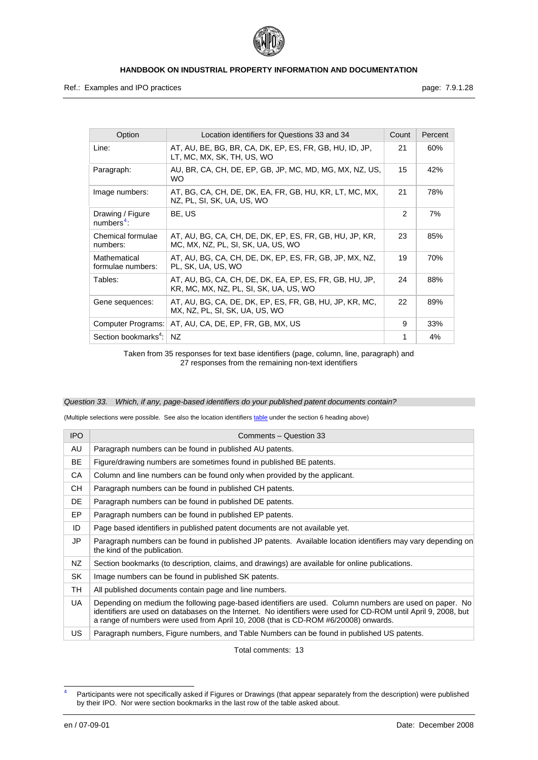| Option | Location identifiers for Questions 33 and 34 | Count | Percent |
|---|---|---|---|
| Line: | AT, AU, BE, BG, BR, CA, DK, EP, ES, FR, GB, HU, ID, JP, LT, MC, MX, SK, TH, US, WO | 21 | 60% |
| Paragraph: | AU, BR, CA, CH, DE, EP, GB, JP, MC, MD, MG, MX, NZ, US, WO | 15 | 42% |
| Image numbers: | AT, BG, CA, CH, DE, DK, EA, FR, GB, HU, KR, LT, MC, MX, NZ, PL, SI, SK, UA, US, WO | 21 | 78% |
| Drawing / Figure numbers[4]: | BE, US | 2 | 7% |
| Chemical formulae numbers: | AT, AU, BG, CA, CH, DE, DK, EP, ES, FR, GB, HU, JP, KR, MC, MX, NZ, PL, SI, SK, UA, US, WO | 23 | 85% |
| Mathematical formulae numbers: | AT, AU, BG, CA, CH, DE, DK, EP, ES, FR, GB, JP, MX, NZ, PL, SK, UA, US, WO | 19 | 70% |
| Tables: | AT, AU, BG, CA, CH, DE, DK, EA, EP, ES, FR, GB, HU, JP, KR, MC, MX, NZ, PL, SI, SK, UA, US, WO | 24 | 88% |
| Gene sequences: | AT, AU, BG, CA, DE, DK, EP, ES, FR, GB, HU, JP, KR, MC, MX, NZ, PL, SI, SK, UA, US, WO | 22 | 89% |
| Computer Programs: | AT, AU, CA, DE, EP, FR, GB, MX, US | 9 | 33% |
| Section bookmarks[4]: | NZ | 1 | 4% |

Taken from 35 responses for text base identifiers (page, column, line, paragraph) and 27 responses from the remaining non-text identifiers

*Question 33. Which, if any, page-based identifiers do your published patent documents contain?*

(Multiple selections were possible. See also the location identifiers table under the section 6 heading above)

| IPO | Comments – Question 33 |
|---|---|
| AU | Paragraph numbers can be found in published AU patents. |
| BE | Figure/drawing numbers are sometimes found in published BE patents. |
| CA | Column and line numbers can be found only when provided by the applicant. |
| CH | Paragraph numbers can be found in published CH patents. |
| DE | Paragraph numbers can be found in published DE patents. |
| EP | Paragraph numbers can be found in published EP patents. |
| ID | Page based identifiers in published patent documents are not available yet. |
| JP | Paragraph numbers can be found in published JP patents. Available location identifiers may vary depending on the kind of the publication. |
| NZ | Section bookmarks (to description, claims, and drawings) are available for online publications. |
| SK | Image numbers can be found in published SK patents. |
| TH | All published documents contain page and line numbers. |
| UA | Depending on medium the following page-based identifiers are used. Column numbers are used on paper. No identifiers are used on databases on the Internet. No identifiers were used for CD-ROM until April 9, 2008, but a range of numbers were used from April 10, 2008 (that is CD-ROM #6/20008) onwards. |
| US | Paragraph numbers, Figure numbers, and Table Numbers can be found in published US patents. |

Total comments: 13

[4] Participants were not specifically asked if Figures or Drawings (that appear separately from the description) were published by their IPO. Nor were section bookmarks in the last row of the table asked about.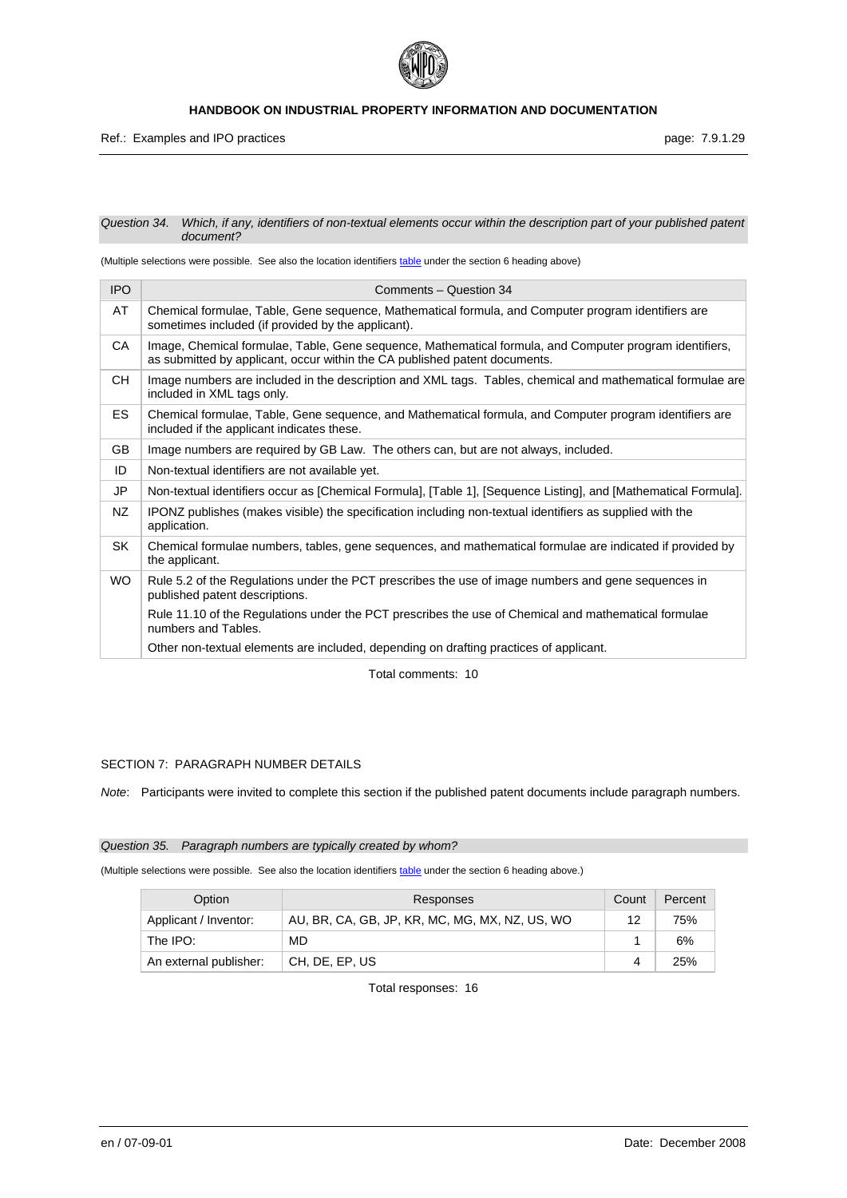*Question 34. Which, if any, identifiers of non-textual elements occur within the description part of your published patent document?*

(Multiple selections were possible. See also the location identifiers table under the section 6 heading above)

| IPO | Comments – Question 34 |
|---|---|
| AT | Chemical formulae, Table, Gene sequence, Mathematical formula, and Computer program identifiers are sometimes included (if provided by the applicant). |
| CA | Image, Chemical formulae, Table, Gene sequence, Mathematical formula, and Computer program identifiers, as submitted by applicant, occur within the CA published patent documents. |
| CH | Image numbers are included in the description and XML tags. Tables, chemical and mathematical formulae are included in XML tags only. |
| ES | Chemical formulae, Table, Gene sequence, and Mathematical formula, and Computer program identifiers are included if the applicant indicates these. |
| GB | Image numbers are required by GB Law. The others can, but are not always, included. |
| ID | Non-textual identifiers are not available yet. |
| JP | Non-textual identifiers occur as [Chemical Formula], [Table 1], [Sequence Listing], and [Mathematical Formula]. |
| NZ | IPONZ publishes (makes visible) the specification including non-textual identifiers as supplied with the application. |
| SK | Chemical formulae numbers, tables, gene sequences, and mathematical formulae are indicated if provided by the applicant. |
| WO | Rule 5.2 of the Regulations under the PCT prescribes the use of image numbers and gene sequences in published patent descriptions.<br>Rule 11.10 of the Regulations under the PCT prescribes the use of Chemical and mathematical formulae numbers and Tables.<br>Other non-textual elements are included, depending on drafting practices of applicant. |

Total comments: 10

SECTION 7: PARAGRAPH NUMBER DETAILS

*Note*: Participants were invited to complete this section if the published patent documents include paragraph numbers.

*Question 35. Paragraph numbers are typically created by whom?*

(Multiple selections were possible. See also the location identifiers table under the section 6 heading above.)

| Option | Responses | Count | Percent |
|---|---|---|---|
| Applicant / Inventor: | AU, BR, CA, GB, JP, KR, MC, MG, MX, NZ, US, WO | 12 | 75% |
| The IPO: | MD | 1 | 6% |
| An external publisher: | CH, DE, EP, US | 4 | 25% |

Total responses: 16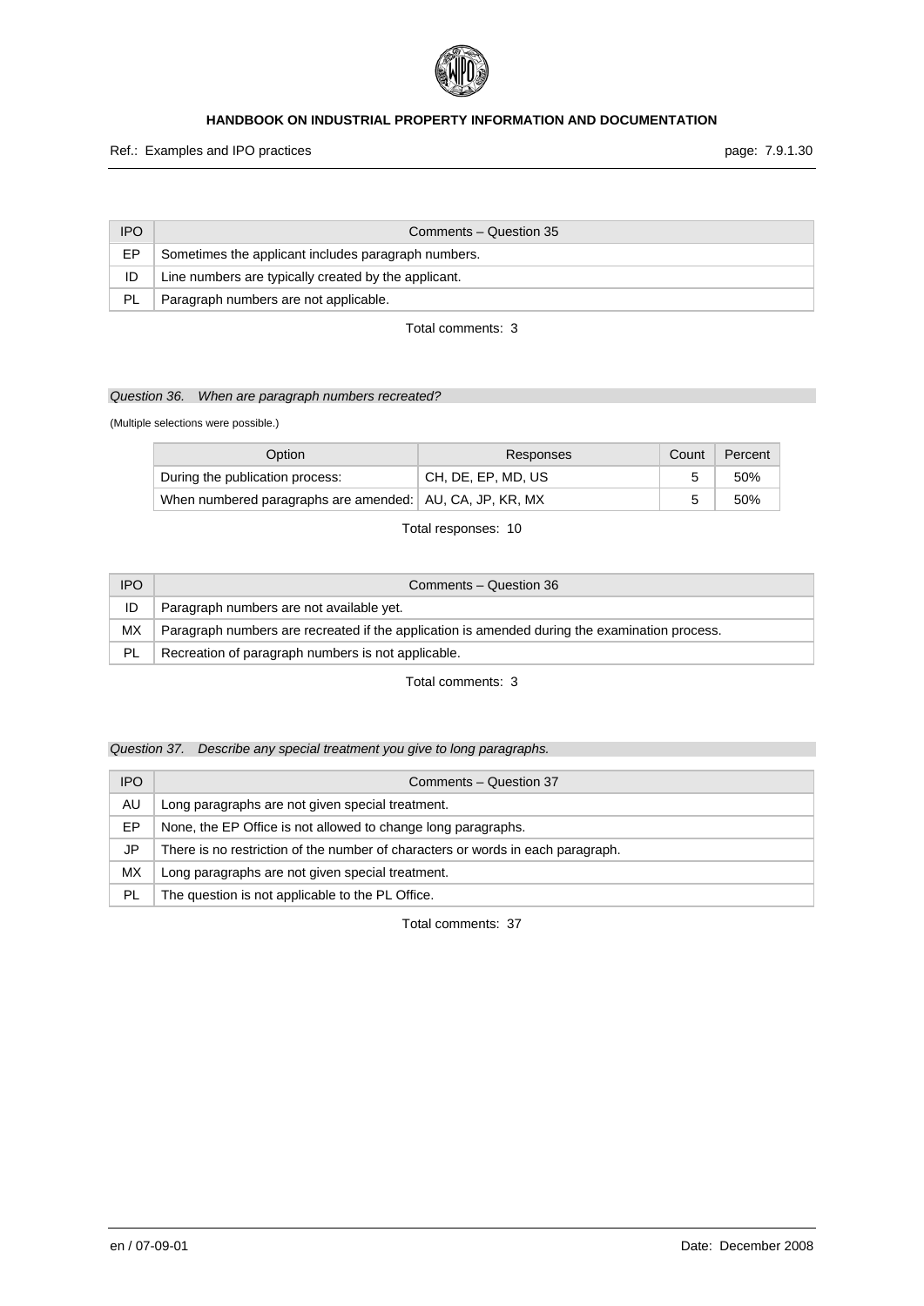| IPO | Comments – Question 35 |
| --- | --- |
| EP | Sometimes the applicant includes paragraph numbers. |
| ID | Line numbers are typically created by the applicant. |
| PL | Paragraph numbers are not applicable. |

Total comments: 3

*Question 36. When are paragraph numbers recreated?*

(Multiple selections were possible.)

| Option | Responses | Count | Percent |
| --- | --- | --- | --- |
| During the publication process: | CH, DE, EP, MD, US | 5 | 50% |
| When numbered paragraphs are amended: | AU, CA, JP, KR, MX | 5 | 50% |

Total responses: 10

| IPO | Comments – Question 36 |
| --- | --- |
| ID | Paragraph numbers are not available yet. |
| MX | Paragraph numbers are recreated if the application is amended during the examination process. |
| PL | Recreation of paragraph numbers is not applicable. |

Total comments: 3

*Question 37. Describe any special treatment you give to long paragraphs.*

| IPO | Comments – Question 37 |
| --- | --- |
| AU | Long paragraphs are not given special treatment. |
| EP | None, the EP Office is not allowed to change long paragraphs. |
| JP | There is no restriction of the number of characters or words in each paragraph. |
| MX | Long paragraphs are not given special treatment. |
| PL | The question is not applicable to the PL Office. |

Total comments: 37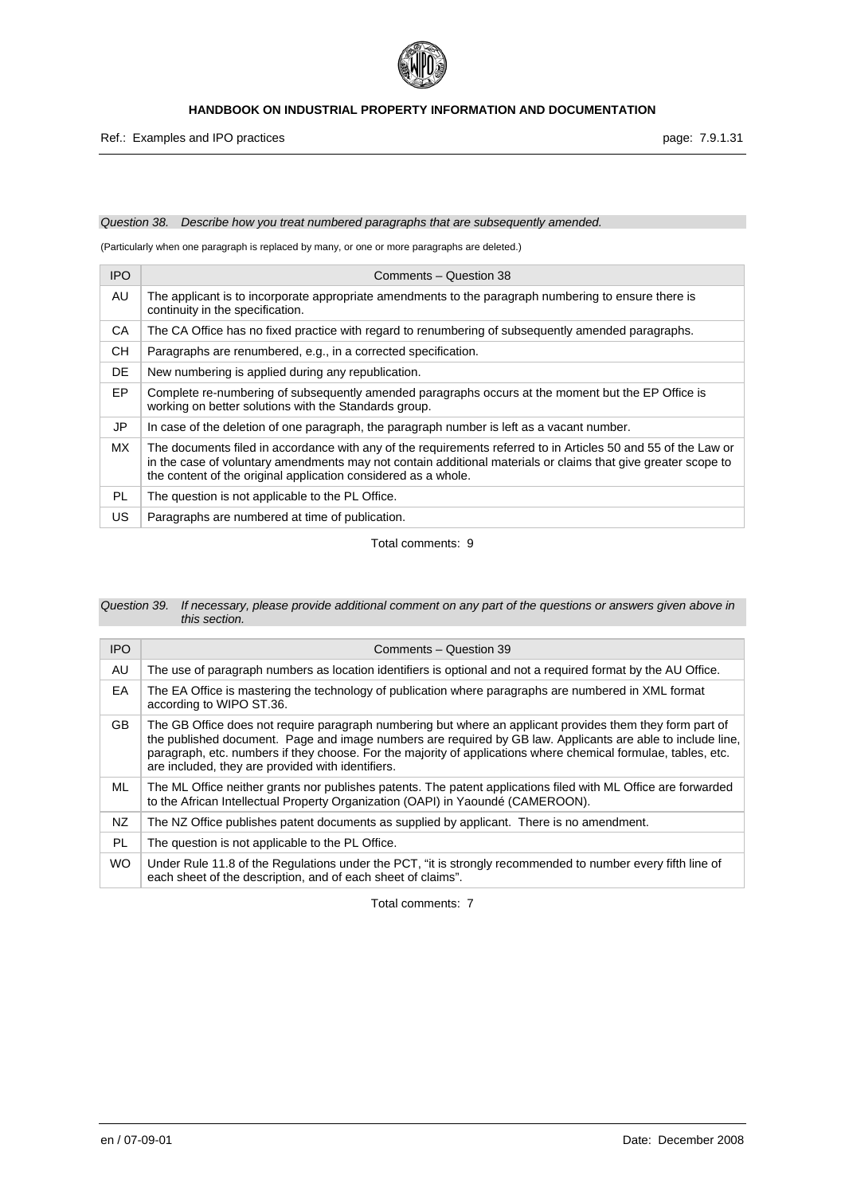*Question 38. Describe how you treat numbered paragraphs that are subsequently amended.*

(Particularly when one paragraph is replaced by many, or one or more paragraphs are deleted.)

| IPO | Comments – Question 38 |
|---|---|
| AU | The applicant is to incorporate appropriate amendments to the paragraph numbering to ensure there is continuity in the specification. |
| CA | The CA Office has no fixed practice with regard to renumbering of subsequently amended paragraphs. |
| CH | Paragraphs are renumbered, e.g., in a corrected specification. |
| DE | New numbering is applied during any republication. |
| EP | Complete re-numbering of subsequently amended paragraphs occurs at the moment but the EP Office is working on better solutions with the Standards group. |
| JP | In case of the deletion of one paragraph, the paragraph number is left as a vacant number. |
| MX | The documents filed in accordance with any of the requirements referred to in Articles 50 and 55 of the Law or in the case of voluntary amendments may not contain additional materials or claims that give greater scope to the content of the original application considered as a whole. |
| PL | The question is not applicable to the PL Office. |
| US | Paragraphs are numbered at time of publication. |

Total comments: 9

*Question 39. If necessary, please provide additional comment on any part of the questions or answers given above in this section.*

| IPO | Comments – Question 39 |
|---|---|
| AU | The use of paragraph numbers as location identifiers is optional and not a required format by the AU Office. |
| EA | The EA Office is mastering the technology of publication where paragraphs are numbered in XML format according to WIPO ST.36. |
| GB | The GB Office does not require paragraph numbering but where an applicant provides them they form part of the published document. Page and image numbers are required by GB law. Applicants are able to include line, paragraph, etc. numbers if they choose. For the majority of applications where chemical formulae, tables, etc. are included, they are provided with identifiers. |
| ML | The ML Office neither grants nor publishes patents. The patent applications filed with ML Office are forwarded to the African Intellectual Property Organization (OAPI) in Yaoundé (CAMEROON). |
| NZ | The NZ Office publishes patent documents as supplied by applicant. There is no amendment. |
| PL | The question is not applicable to the PL Office. |
| WO | Under Rule 11.8 of the Regulations under the PCT, "it is strongly recommended to number every fifth line of each sheet of the description, and of each sheet of claims". |

Total comments: 7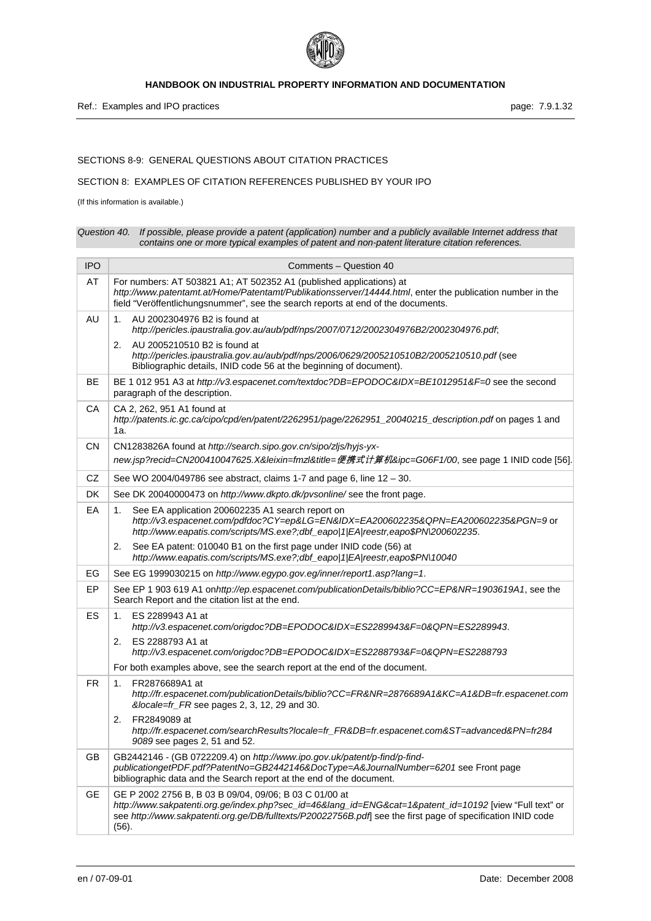SECTIONS 8-9: GENERAL QUESTIONS ABOUT CITATION PRACTICES

SECTION 8: EXAMPLES OF CITATION REFERENCES PUBLISHED BY YOUR IPO

(If this information is available.)

*Question 40. If possible, please provide a patent (application) number and a publicly available Internet address that contains one or more typical examples of patent and non-patent literature citation references.*

| IPO | Comments – Question 40 |
|---|---|
| AT | For numbers: AT 503821 A1; AT 502352 A1 (published applications) at *http://www.patentamt.at/Home/Patentamt/Publikationsserver/14444.html*, enter the publication number in the field "Veröffentlichungsnummer", see the search reports at end of the documents. |
| AU | 1. AU 2002304976 B2 is found at *http://pericles.ipaustralia.gov.au/aub/pdf/nps/2007/0712/2002304976B2/2002304976.pdf*; <br> 2. AU 2005210510 B2 is found at *http://pericles.ipaustralia.gov.au/aub/pdf/nps/2006/0629/2005210510B2/2005210510.pdf* (see Bibliographic details, INID code 56 at the beginning of document). |
| BE | BE 1 012 951 A3 at *http://v3.espacenet.com/textdoc?DB=EPODOC&IDX=BE1012951&F=0* see the second paragraph of the description. |
| CA | CA 2, 262, 951 A1 found at *http://patents.ic.gc.ca/cipo/cpd/en/patent/2262951/page/2262951_20040215_description.pdf* on pages 1 and 1a. |
| CN | CN1283826A found at *http://search.sipo.gov.cn/sipo/zljs/hyjs-yx-new.jsp?recid=CN200410047625.X&leixin=fmzl&title=便携式计算机&ipc=G06F1/00*, see page 1 INID code [56]. |
| CZ | See WO 2004/049786 see abstract, claims 1-7 and page 6, line 12 – 30. |
| DK | See DK 20040000473 on *http://www.dkpto.dk/pvsonline/* see the front page. |
| EA | 1. See EA application 200602235 A1 search report on *http://v3.espacenet.com/pdfdoc?CY=ep&LG=EN&IDX=EA200602235&QPN=EA200602235&PGN=9* or *http://www.eapatis.com/scripts/MS.exe?;dbf_eapo\|1\|EA\|reestr,eapo$PN\200602235*. <br> 2. See EA patent: 010040 B1 on the first page under INID code (56) at *http://www.eapatis.com/scripts/MS.exe?;dbf_eapo\|1\|EA\|reestr,eapo$PN\10040* |
| EG | See EG 1999030215 on *http://www.egypo.gov.eg/inner/report1.asp?lang=1*. |
| EP | See EP 1 903 619 A1 on*http://ep.espacenet.com/publicationDetails/biblio?CC=EP&NR=1903619A1*, see the Search Report and the citation list at the end. |
| ES | 1. ES 2289943 A1 at *http://v3.espacenet.com/origdoc?DB=EPODOC&IDX=ES2289943&F=0&QPN=ES2289943*. <br> 2. ES 2288793 A1 at *http://v3.espacenet.com/origdoc?DB=EPODOC&IDX=ES2288793&F=0&QPN=ES2288793* <br> For both examples above, see the search report at the end of the document. |
| FR | 1. FR2876689A1 at *http://fr.espacenet.com/publicationDetails/biblio?CC=FR&NR=2876689A1&KC=A1&DB=fr.espacenet.com&locale=fr_FR* see pages 2, 3, 12, 29 and 30. <br> 2. FR2849089 at *http://fr.espacenet.com/searchResults?locale=fr_FR&DB=fr.espacenet.com&ST=advanced&PN=fr2849089* see pages 2, 51 and 52. |
| GB | GB2442146 - (GB 0722209.4) on *http://www.ipo.gov.uk/patent/p-find/p-find-publicationgetPDF.pdf?PatentNo=GB2442146&DocType=A&JournalNumber=6201* see Front page bibliographic data and the Search report at the end of the document. |
| GE | GE P 2002 2756 B, B 03 B 09/04, 09/06; B 03 C 01/00 at *http://www.sakpatenti.org.ge/index.php?sec_id=46&lang_id=ENG&cat=1&patent_id=10192* [view "Full text" or see *http://www.sakpatenti.org.ge/DB/fulltexts/P20022756B.pdf*] see the first page of specification INID code (56). |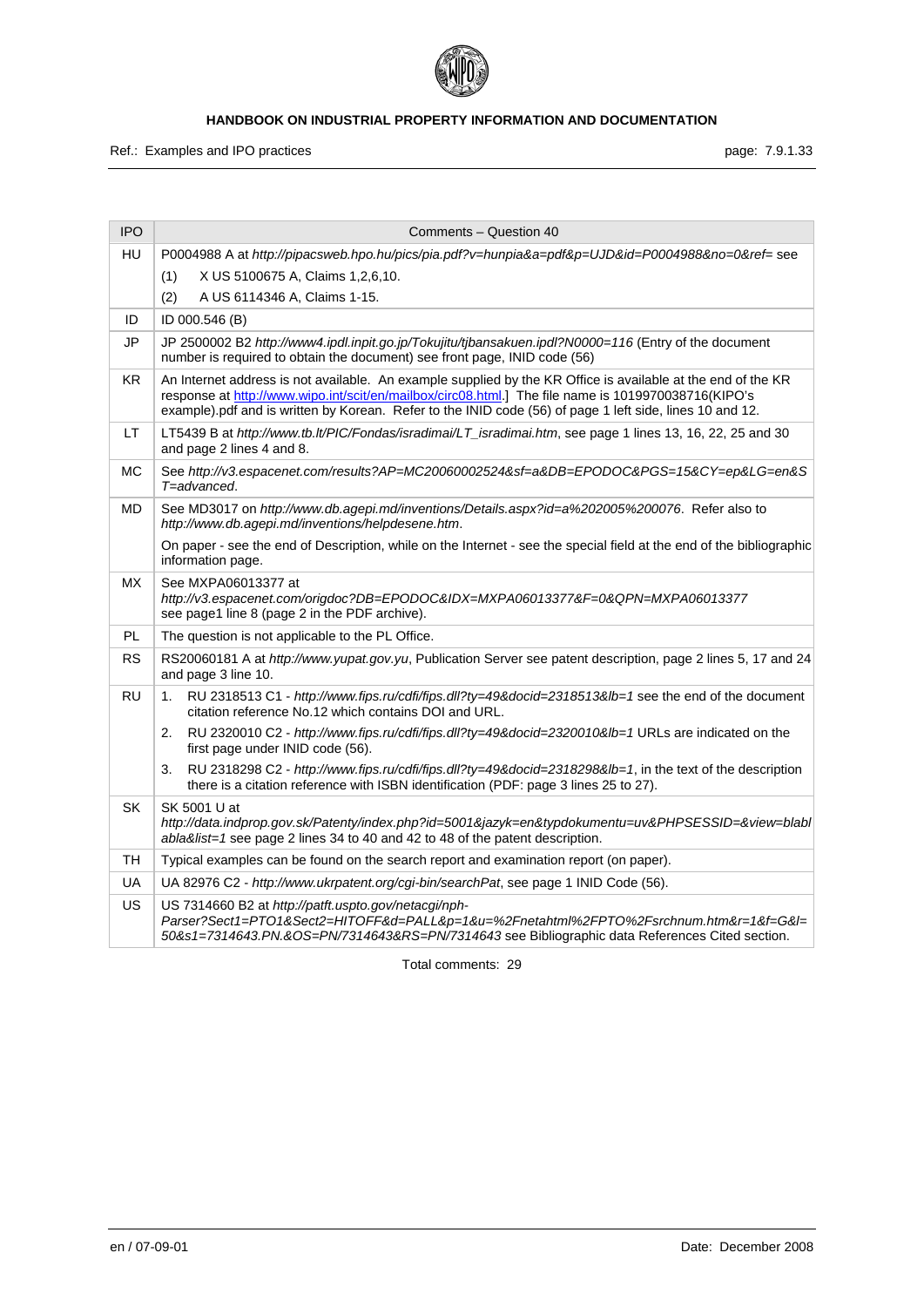| IPO | Comments – Question 40 |
|---|---|
| HU | P0004988 A at *http://pipacsweb.hpo.hu/pics/pia.pdf?v=hunpia&a=pdf&p=UJD&id=P0004988&no=0&ref=* see<br>(1) X US 5100675 A, Claims 1,2,6,10.<br>(2) A US 6114346 A, Claims 1-15. |
| ID | ID 000.546 (B) |
| JP | JP 2500002 B2 *http://www4.ipdl.inpit.go.jp/Tokujitu/tjbansakuen.ipdl?N0000=116* (Entry of the document number is required to obtain the document) see front page, INID code (56) |
| KR | An Internet address is not available. An example supplied by the KR Office is available at the end of the KR response at http://www.wipo.int/scit/en/mailbox/circ08.html.] The file name is 1019970038716(KIPO's example).pdf and is written by Korean. Refer to the INID code (56) of page 1 left side, lines 10 and 12. |
| LT | LT5439 B at *http://www.tb.lt/PIC/Fondas/isradimai/LT_isradimai.htm*, see page 1 lines 13, 16, 22, 25 and 30 and page 2 lines 4 and 8. |
| MC | See *http://v3.espacenet.com/results?AP=MC20060002524&sf=a&DB=EPODOC&PGS=15&CY=ep&LG=en&ST=advanced*. |
| MD | See MD3017 on *http://www.db.agepi.md/inventions/Details.aspx?id=a%202005%200076*. Refer also to *http://www.db.agepi.md/inventions/helpdesene.htm*.<br>On paper - see the end of Description, while on the Internet - see the special field at the end of the bibliographic information page. |
| MX | See MXPA06013377 at *http://v3.espacenet.com/origdoc?DB=EPODOC&IDX=MXPA06013377&F=0&QPN=MXPA06013377* see page1 line 8 (page 2 in the PDF archive). |
| PL | The question is not applicable to the PL Office. |
| RS | RS20060181 A at *http://www.yupat.gov.yu*, Publication Server see patent description, page 2 lines 5, 17 and 24 and page 3 line 10. |
| RU | 1. RU 2318513 C1 - *http://www.fips.ru/cdfi/fips.dll?ty=49&docid=2318513&lb=1* see the end of the document citation reference No.12 which contains DOI and URL.<br>2. RU 2320010 C2 - *http://www.fips.ru/cdfi/fips.dll?ty=49&docid=2320010&lb=1* URLs are indicated on the first page under INID code (56).<br>3. RU 2318298 C2 - *http://www.fips.ru/cdfi/fips.dll?ty=49&docid=2318298&lb=1*, in the text of the description there is a citation reference with ISBN identification (PDF: page 3 lines 25 to 27). |
| SK | SK 5001 U at *http://data.indprop.gov.sk/Patenty/index.php?id=5001&jazyk=en&typdokumentu=uv&PHPSESSID=&view=blablabla&list=1* see page 2 lines 34 to 40 and 42 to 48 of the patent description. |
| TH | Typical examples can be found on the search report and examination report (on paper). |
| UA | UA 82976 C2 - *http://www.ukrpatent.org/cgi-bin/searchPat*, see page 1 INID Code (56). |
| US | US 7314660 B2 at *http://patft.uspto.gov/netacgi/nph-Parser?Sect1=PTO1&Sect2=HITOFF&d=PALL&p=1&u=%2Fnetahtml%2FPTO%2Fsrchnum.htm&r=1&f=G&l=50&s1=7314643.PN.&OS=PN/7314643&RS=PN/7314643* see Bibliographic data References Cited section. |

Total comments: 29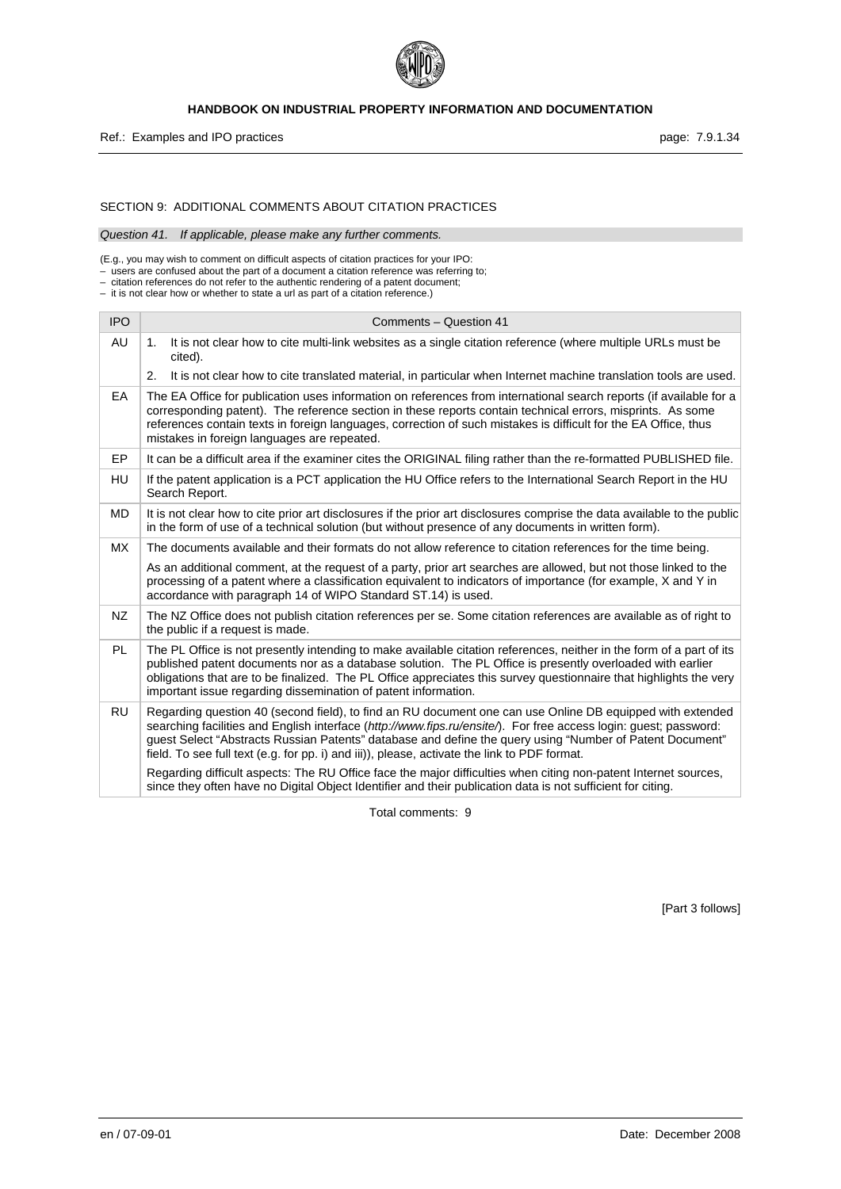SECTION 9: ADDITIONAL COMMENTS ABOUT CITATION PRACTICES

*Question 41. If applicable, please make any further comments.*

(E.g., you may wish to comment on difficult aspects of citation practices for your IPO:
– users are confused about the part of a document a citation reference was referring to;
– citation references do not refer to the authentic rendering of a patent document;
– it is not clear how or whether to state a url as part of a citation reference.)

| IPO | Comments – Question 41 |
|---|---|
| AU | 1. It is not clear how to cite multi-link websites as a single citation reference (where multiple URLs must be cited).<br>2. It is not clear how to cite translated material, in particular when Internet machine translation tools are used. |
| EA | The EA Office for publication uses information on references from international search reports (if available for a corresponding patent). The reference section in these reports contain technical errors, misprints. As some references contain texts in foreign languages, correction of such mistakes is difficult for the EA Office, thus mistakes in foreign languages are repeated. |
| EP | It can be a difficult area if the examiner cites the ORIGINAL filing rather than the re-formatted PUBLISHED file. |
| HU | If the patent application is a PCT application the HU Office refers to the International Search Report in the HU Search Report. |
| MD | It is not clear how to cite prior art disclosures if the prior art disclosures comprise the data available to the public in the form of use of a technical solution (but without presence of any documents in written form). |
| MX | The documents available and their formats do not allow reference to citation references for the time being.<br>As an additional comment, at the request of a party, prior art searches are allowed, but not those linked to the processing of a patent where a classification equivalent to indicators of importance (for example, X and Y in accordance with paragraph 14 of WIPO Standard ST.14) is used. |
| NZ | The NZ Office does not publish citation references per se. Some citation references are available as of right to the public if a request is made. |
| PL | The PL Office is not presently intending to make available citation references, neither in the form of a part of its published patent documents nor as a database solution. The PL Office is presently overloaded with earlier obligations that are to be finalized. The PL Office appreciates this survey questionnaire that highlights the very important issue regarding dissemination of patent information. |
| RU | Regarding question 40 (second field), to find an RU document one can use Online DB equipped with extended searching facilities and English interface (*http://www.fips.ru/ensite/*). For free access login: guest; password: guest Select "Abstracts Russian Patents" database and define the query using "Number of Patent Document" field. To see full text (e.g. for pp. i) and iii)), please, activate the link to PDF format.<br>Regarding difficult aspects: The RU Office face the major difficulties when citing non-patent Internet sources, since they often have no Digital Object Identifier and their publication data is not sufficient for citing. |

Total comments: 9

[Part 3 follows]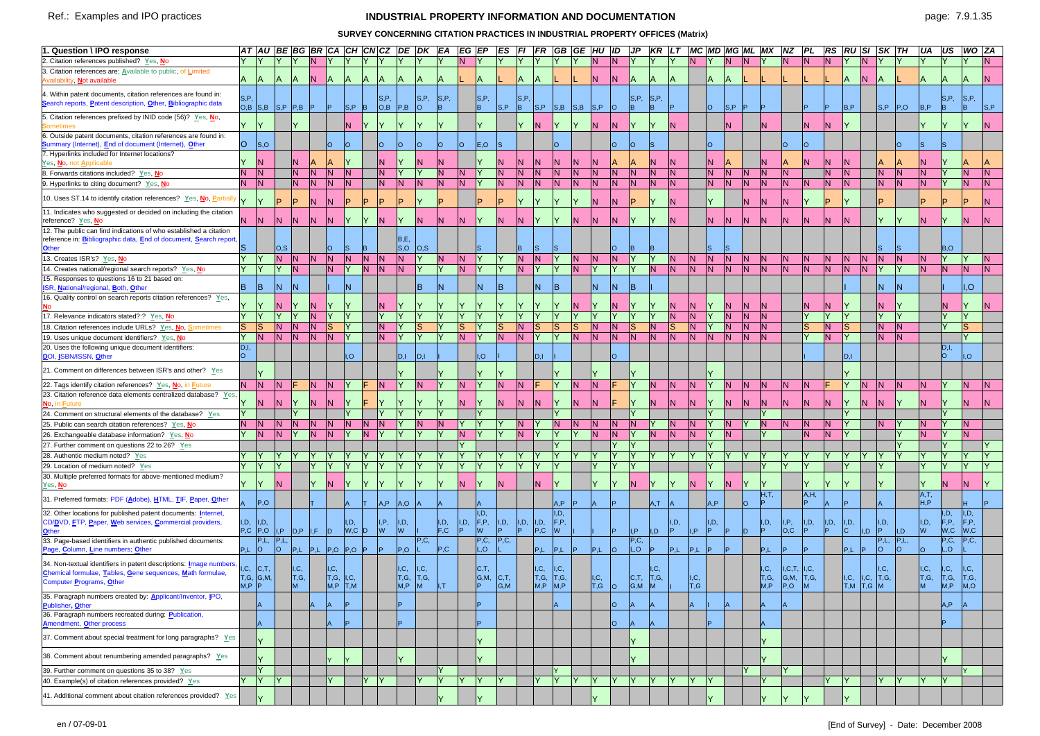## SURVEY CONCERNING CITATION PRACTICES IN INDUSTRIAL PROPERTY OFFICES (Matrix)

| 1. Question \ IPO response | AT | AU | BE | BG | BR | CA | CH | CN | CZ | DE | DK | EA | EG | EP | ES | FI | FR | GB | GE | HU | ID | JP | KR | LT | MC | MD | MG | ML | MX | NZ | PL | RS | RU | SI | SK | TH | UA | US | WO | ZA |
|---|---|---|---|---|---|---|---|---|---|---|---|---|---|---|---|---|---|---|---|---|---|---|---|---|---|---|---|---|---|---|---|---|---|---|---|---|---|---|---|---|
| 2. Citation references published? Yes, No | Y | Y | Y | Y | N | Y | Y | Y | Y | Y | Y | Y | N | Y | Y | Y | Y | Y | Y | N | N | Y | Y | Y | N | Y | N | N | Y | N | N | N | Y | N | Y | Y | Y | Y | Y | N |
| 3. Citation references are: Available to public, of Limited Availability, Not available | A | A | A | A | N | A | A | A | A | A | A | A | | A | | A | A | L | L | N | N | A | A | A | | A | A | L | L | L | L | L | A | N | A | L | A | A | A | N |
| 4. Within patent documents, citation references are found in: Search reports, Patent description, Other, Bibliographic data | S,P,O,B | S,B | S,P | P,B | P | | S,P | B | S,P,O,B | P,B | S,P,O | S,P,B | | S,P,B | S,P | S,P,B | S,P | S,B | S,B | S,P | O | S,P,B | S,P,B | P | | O | S,P | P | P | | P | P | B,P | | S,P | P,O | B,P | S,P,B | S,P,B | S,P |
| 5. Citation references prefixed by INID code (56)? Yes, No, Sometimes | Y | Y | | Y | | | N | Y | Y | Y | | Y | | Y | | Y | N | Y | Y | N | N | Y | Y | N | | | N | | N | | N | N | Y | | | | Y | Y | Y | N |
| 6. Outside patent documents, citation references are found in: Summary (Internet), End of document (Internet), Other | O | S,O | | | | O | O | | O | O | O | O | O | E,O | S | | | O | | | O | O | S | | | O | | | | O | O | | | | | O | S | S | | |
| 7. Hyperlinks included for Internet locations? Yes, No, not Applicable | Y | N | | N | A | A | Y | | N | Y | N | N | | Y | N | N | N | N | N | N | A | A | N | N | | N | A | | N | A | N | N | N | | A | A | N | Y | A | A |
| 8. Forwards citations included? Yes, No | N | N | | N | N | N | N | | N | Y | Y | N | N | Y | N | N | N | N | N | N | N | N | N | N | | N | N | N | N | N | | N | N | | N | N | N | Y | N | N |
| 9. Hyperlinks to citing document? Yes, No | N | N | | N | N | N | N | | N | N | N | N | N | Y | N | N | N | N | N | N | N | N | N | N | | N | N | N | N | N | N | N | N | | N | N | N | Y | N | N |
| 10. Uses ST.14 to identify citation references? Yes, No, Partially | Y | Y | P | P | N | N | P | P | P | P | Y | P | | P | P | Y | Y | Y | Y | N | N | P | Y | N | | Y | | N | N | N | Y | P | Y | | P | | P | P | P | N |
| 11. Indicates who suggested or decided on including the citation reference? Yes, No | N | N | N | N | N | N | Y | Y | N | Y | N | N | N | Y | N | N | Y | Y | N | N | N | Y | Y | N | | N | N | N | N | N | N | N | N | | Y | Y | N | Y | N | N |
| 12. The public can find indications of who established a citation reference in: Bibliographic data, End of document, Search report, Other | S | | O,S | | | O | S | B | | B,E,S,O | O,S | | | S | | B | S | S | | | O | B | B | | | S | S | | | | | | | | S | S | | B,O | | |
| 13. Creates ISR's? Yes, No | Y | Y | N | N | N | N | N | N | N | Y | N | N | N | Y | Y | N | N | Y | N | N | N | Y | Y | N | N | N | N | N | N | N | N | N | N | N | N | N | N | Y | Y | N |
| 14. Creates national/regional search reports? Yes, No | Y | Y | Y | N | | N | Y | N | N | N | Y | Y | N | Y | Y | N | Y | Y | N | Y | Y | Y | N | N | N | N | N | N | N | N | N | N | N | N | Y | Y | N | N | N | N |
| 15. Responses to questions 16 to 21 based on: ISR, National/regional, Both, Other | B | B | N | N | | I | N | | | | B | N | | N | B | | N | B | | N | N | B | | | | | | | | | | | I | | N | N | | I | I,O | |
| 16. Quality control on search reports citation references? Yes, No | Y | Y | N | Y | N | Y | Y | | N | Y | Y | Y | Y | Y | Y | Y | Y | Y | N | Y | N | Y | Y | N | N | Y | N | N | N | | N | N | Y | | N | Y | | N | Y | N |
| 17. Relevance indicators stated?:? Yes, No | Y | Y | Y | Y | N | Y | Y | | Y | Y | Y | Y | Y | Y | Y | Y | Y | Y | Y | Y | Y | Y | Y | N | N | Y | N | N | N | | Y | Y | Y | | Y | Y | | Y | Y | |
| 18. Citation references include URLs? Yes, No, Sometimes | S | S | N | N | N | S | Y | | N | Y | S | Y | S | Y | S | N | S | S | S | N | N | S | N | S | N | Y | N | N | N | | S | N | S | | N | N | | Y | S | |
| 19. Uses unique document identifiers? Yes, No | Y | N | N | N | N | N | Y | | N | Y | Y | Y | N | Y | N | N | Y | Y | N | N | N | N | N | N | N | N | N | N | N | | Y | N | Y | | N | N | | | Y | |
| 20. Uses the following unique document identifiers: DOI, ISBN/ISSN, Other | D,I,O | | | | | | I,O | | | D,I | D,I | I | | I,O | I | | D,I | I | | | O | | | | | | | | | | I | | D,I | | | | | D,I,O | I,O | |
| 21. Comment on differences between ISR's and other? Yes | | Y | | | | | | | | Y | | Y | | Y | Y | | | Y | | Y | | Y | | | | Y | | | | | | | Y | | | | | | | |
| 22. Tags identify citation references? Yes, No, in Future | N | N | N | F | N | N | Y | F | N | Y | N | Y | N | Y | N | N | F | Y | N | N | F | Y | N | N | N | Y | N | N | N | N | N | F | Y | N | N | N | N | Y | N | N |
| 23. Citation reference data elements centralized database? Yes, No, in Future | Y | N | N | Y | N | N | Y | F | Y | Y | Y | Y | N | Y | N | N | N | Y | N | N | F | Y | N | N | N | Y | N | N | N | N | N | N | Y | N | N | Y | N | Y | N | N |
| 24. Comment on structural elements of the database? Yes | Y | | | Y | | | Y | | Y | Y | Y | Y | | Y | | | | Y | | | | Y | | | | Y | | | Y | | | | Y | | | | | Y | | |
| 25. Public can search citation references? Yes, No | N | N | N | N | N | N | N | N | N | Y | N | N | Y | Y | Y | N | Y | N | N | N | N | N | Y | N | N | Y | N | Y | N | N | N | N | Y | | N | Y | N | Y | N | |
| 26. Exchangeable database information? Yes, No | Y | N | N | Y | N | N | Y | N | Y | Y | Y | Y | N | Y | Y | N | Y | Y | Y | N | N | Y | N | N | N | Y | N | | Y | | N | N | Y | | | Y | N | Y | N | |
| 27. Further comment on questions 22 to 26? Yes | | | | | | | | | | | | | Y | | | | | Y | | | Y | Y | | | | Y | | | | | | | | | | Y | | Y | | Y |
| 28. Authentic medium noted? Yes | Y | Y | Y | Y | Y | Y | Y | Y | Y | Y | Y | Y | Y | Y | Y | Y | Y | Y | Y | Y | Y | Y | Y | Y | Y | Y | Y | Y | Y | Y | Y | Y | Y | Y | Y | Y | Y | Y | Y | Y |
| 29. Location of medium noted? Yes | Y | Y | Y | | Y | Y | Y | Y | Y | Y | Y | Y | Y | Y | Y | Y | Y | Y | | Y | Y | Y | | | | Y | | | Y | Y | Y | | Y | | Y | | Y | Y | Y | Y |
| 30. Multiple preferred formats for above-mentioned medium? Yes, No | Y | Y | N | | Y | N | Y | Y | Y | Y | Y | Y | N | Y | N | | N | Y | | Y | Y | N | Y | Y | N | Y | N | Y | Y | | Y | Y | Y | | Y | | Y | N | N | Y |
| 31. Preferred formats: PDF (Adobe), HTML, TIF, Paper, Other | | P,O | | | T | | A | T | A,P | A,O | A | A | | A | | | | A,P | P | A | P | | A,T | A | | A,P | | O | H,T,P | | A,H,P | A | P | | A | | A,T,H,P | | H | P |
| 32. Other locations for published patent documents: Internet, CD/DVD, FTP, Paper, Web services, Commercial providers, Other | I,D,P,C | I,D,P,O | I,P | D,P | I,F | D | I,D,W,C | D | I,P,W | I,D,W | I | I,D,F,C | I,D,P | I,D,F,P,W | I,D,P | I,D,P | I,D,P,C | I,D,F,P,W | I | I | P | I,P | I,D | I,D,P | I,P | I,D,P | P | D | I,D,P | I,P,O,C | I,D,P | I,D,P | I,D,C | I,D | I,D,P | I,D | I,D,W | I,D,F,P,W,C | I,D,F,P,W,C | |
| 33. Page-based identifiers in authentic published documents: Page, Column, Line numbers; Other | P,L | P,L,O | P,L,O | P,L | P,L | P,O | P,O | P | P | P,O | P,C,L | P,C | | P,C,L,O | P,C,L | | P,L | P,L | P | P,L | O | P,C,L,O | P | P,L | P,L | P | P | | P,L | P | P | | P,L | P | P,L,O | P,L,O | O | P,C,L,O | P,C,L | |
| 34. Non-textual identifiers in patent descriptions: Image numbers, Chemical formulae, Tables, Gene sequences, Math formulae, Computer Programs, Other | I,C,T,G,M,P | C,T,G,M,P | | I,C,T,G,M | | I,C,T,G,M,P | I,C,T,M | | | I,C,T,G,M,P | I,C,T,G,M | I,T | | C,T,G,M,P | C,T,G,M | | I,C,T,G,M,P | I,C,T,G,M,P | | I,C,T,G | O | C,T,G,M | I,C,T,G,M | I | I,C,T,G | | | | I,C,T,G,M,P | I,C,T,G,M,P,O | I,C,T,G,M | | I,C,T,M | I,C,T,G | I,C,T,G,M | | I,C,T,G,M | I,C,T,G,M,P | I,C,T,G,M,O | |
| 35. Paragraph numbers created by: Applicant/Inventor, IPO, Publisher, Other | | A | | A | | A | P | | | P | | | | P | | | | A | | | O | A | A | A | | I | A | | A | A | | | | | | | | A,P | A | |
| 36. Paragraph numbers recreated during: Publication, Amendment, Other process | | A | | | | A | P | | | P | | | | P | | | | | | | O | A | A | | | P | | | A | | | | | | | | | P | | |
| 37. Comment about special treatment for long paragraphs? Yes | | Y | | | | | | | | | | | | Y | | | | | | | | Y | | | | | | | Y | | | | | | | | | | | |
| 38. Comment about renumbering amended paragraphs? Yes | | Y | | Y | | Y | | | | Y | | | | Y | | | | | | | | Y | | | | | | | Y | | | | | | | | | Y | | |
| 39. Further comment on questions 35 to 38? Yes | | Y | | | | | | | | | | Y | | | | | | Y | | | | | | | | | | Y | | Y | | | | | | | | | Y | |
| 40. Example(s) of citation references provided? Yes | Y | Y | Y | | | Y | | Y | Y | | Y | Y | Y | Y | Y | | Y | Y | Y | Y | Y | Y | Y | Y | Y | Y | | | Y | | | Y | Y | | Y | Y | Y | Y | | |
| 41. Additional comment about citation references provided? Yes | | Y | | | | | | | | | | Y | | | | | | | | Y | | | | | | Y | | | Y | Y | Y | | Y | | | | | | | |

[End of Survey] - Date: December 2008